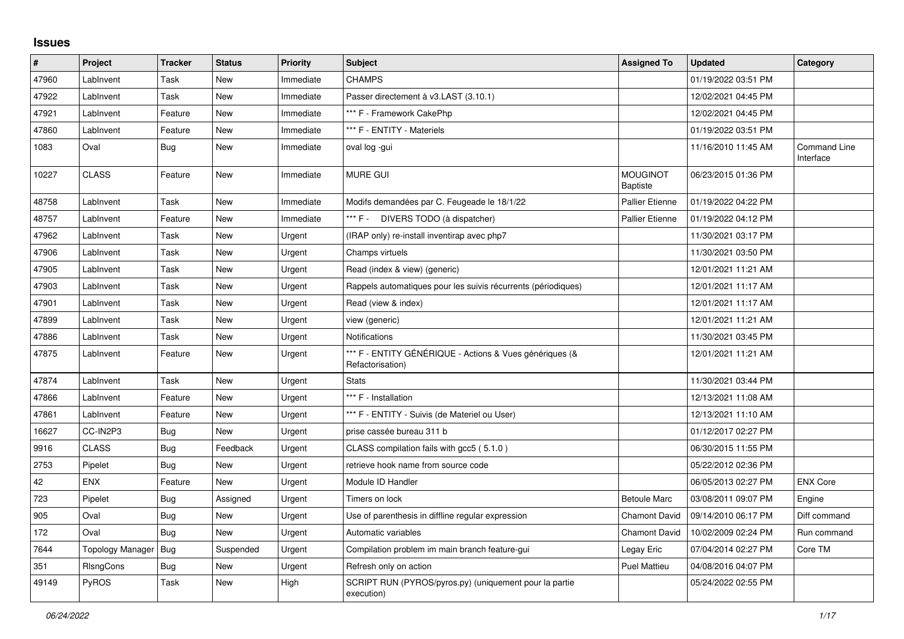## Issues

| # | Project | Tracker | Status | Priority | Subject | Assigned To | Updated | Category |
|---|---|---|---|---|---|---|---|---|
| 47960 | LabInvent | Task | New | Immediate | CHAMPS | | 01/19/2022 03:51 PM | |
| 47922 | LabInvent | Task | New | Immediate | Passer directement à v3.LAST (3.10.1) | | 12/02/2021 04:45 PM | |
| 47921 | LabInvent | Feature | New | Immediate | *** F - Framework CakePhp | | 12/02/2021 04:45 PM | |
| 47860 | LabInvent | Feature | New | Immediate | *** F - ENTITY - Materiels | | 01/19/2022 03:51 PM | |
| 1083 | Oval | Bug | New | Immediate | oval log -gui | | 11/16/2010 11:45 AM | Command Line Interface |
| 10227 | CLASS | Feature | New | Immediate | MURE GUI | MOUGINOT Baptiste | 06/23/2015 01:36 PM | |
| 48758 | LabInvent | Task | New | Immediate | Modifs demandées par C. Feugeade le 18/1/22 | Pallier Etienne | 01/19/2022 04:22 PM | |
| 48757 | LabInvent | Feature | New | Immediate | *** F - DIVERS TODO (à dispatcher) | Pallier Etienne | 01/19/2022 04:12 PM | |
| 47962 | LabInvent | Task | New | Urgent | (IRAP only) re-install inventirap avec php7 | | 11/30/2021 03:17 PM | |
| 47906 | LabInvent | Task | New | Urgent | Champs virtuels | | 11/30/2021 03:50 PM | |
| 47905 | LabInvent | Task | New | Urgent | Read (index & view) (generic) | | 12/01/2021 11:21 AM | |
| 47903 | LabInvent | Task | New | Urgent | Rappels automatiques pour les suivis récurrents (périodiques) | | 12/01/2021 11:17 AM | |
| 47901 | LabInvent | Task | New | Urgent | Read (view & index) | | 12/01/2021 11:17 AM | |
| 47899 | LabInvent | Task | New | Urgent | view (generic) | | 12/01/2021 11:21 AM | |
| 47886 | LabInvent | Task | New | Urgent | Notifications | | 11/30/2021 03:45 PM | |
| 47875 | LabInvent | Feature | New | Urgent | *** F - ENTITY GÉNÉRIQUE - Actions & Vues génériques (& Refactorisation) | | 12/01/2021 11:21 AM | |
| 47874 | LabInvent | Task | New | Urgent | Stats | | 11/30/2021 03:44 PM | |
| 47866 | LabInvent | Feature | New | Urgent | *** F - Installation | | 12/13/2021 11:08 AM | |
| 47861 | LabInvent | Feature | New | Urgent | *** F - ENTITY - Suivis (de Materiel ou User) | | 12/13/2021 11:10 AM | |
| 16627 | CC-IN2P3 | Bug | New | Urgent | prise cassée bureau 311 b | | 01/12/2017 02:27 PM | |
| 9916 | CLASS | Bug | Feedback | Urgent | CLASS compilation fails with gcc5 ( 5.1.0 ) | | 06/30/2015 11:55 PM | |
| 2753 | Pipelet | Bug | New | Urgent | retrieve hook name from source code | | 05/22/2012 02:36 PM | |
| 42 | ENX | Feature | New | Urgent | Module ID Handler | | 06/05/2013 02:27 PM | ENX Core |
| 723 | Pipelet | Bug | Assigned | Urgent | Timers on lock | Betoule Marc | 03/08/2011 09:07 PM | Engine |
| 905 | Oval | Bug | New | Urgent | Use of parenthesis in diffline regular expression | Chamont David | 09/14/2010 06:17 PM | Diff command |
| 172 | Oval | Bug | New | Urgent | Automatic variables | Chamont David | 10/02/2009 02:24 PM | Run command |
| 7644 | Topology Manager | Bug | Suspended | Urgent | Compilation problem im main branch feature-gui | Legay Eric | 07/04/2014 02:27 PM | Core TM |
| 351 | RlsngCons | Bug | New | Urgent | Refresh only on action | Puel Mattieu | 04/08/2016 04:07 PM | |
| 49149 | PyROS | Task | New | High | SCRIPT RUN (PYROS/pyros.py) (uniquement pour la partie execution) | | 05/24/2022 02:55 PM | |

*06/24/2022*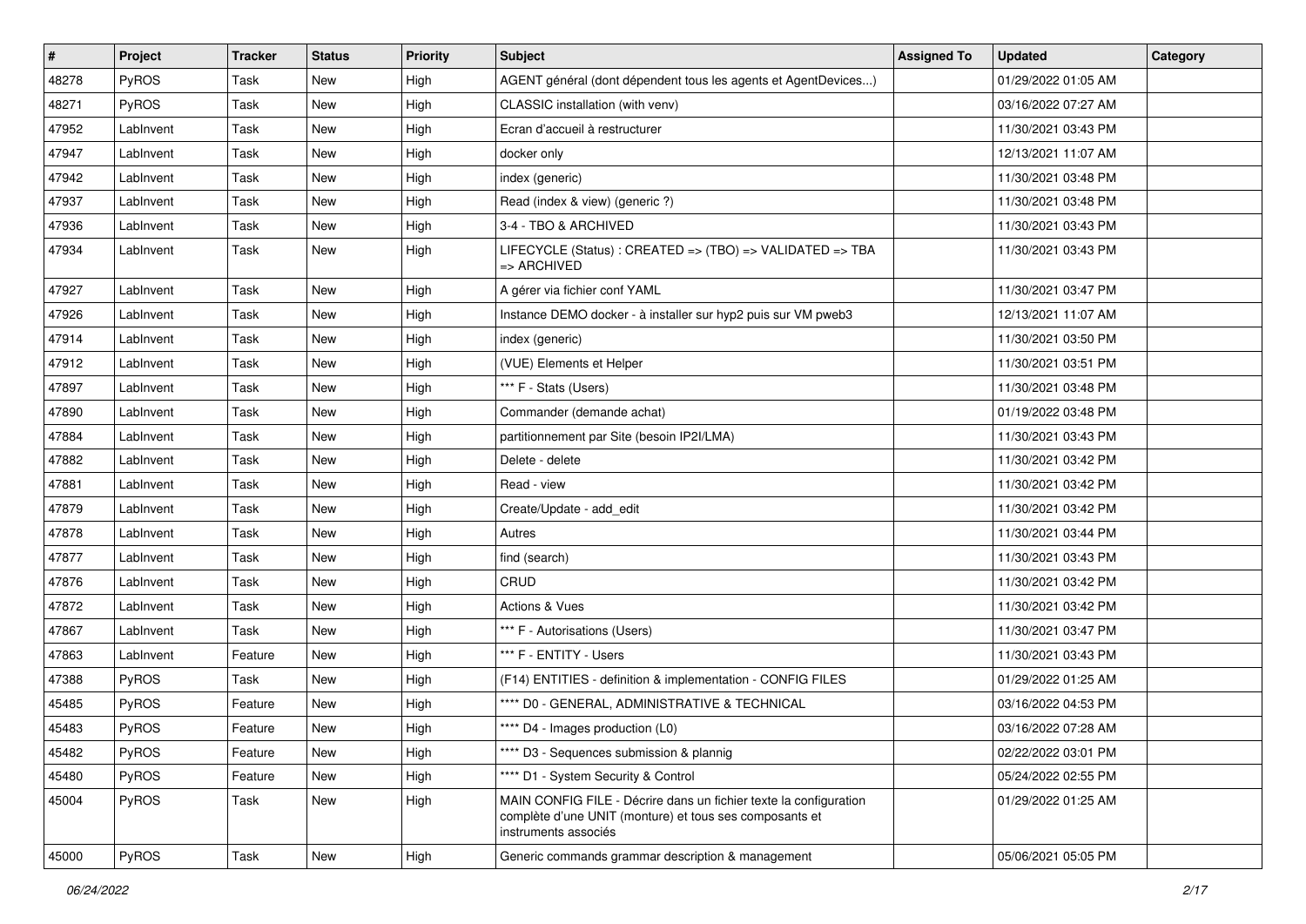| # | Project | Tracker | Status | Priority | Subject | Assigned To | Updated | Category |
|---|---|---|---|---|---|---|---|---|
| 48278 | PyROS | Task | New | High | AGENT général (dont dépendent tous les agents et AgentDevices...) | | 01/29/2022 01:05 AM | |
| 48271 | PyROS | Task | New | High | CLASSIC installation (with venv) | | 03/16/2022 07:27 AM | |
| 47952 | LabInvent | Task | New | High | Ecran d'accueil à restructurer | | 11/30/2021 03:43 PM | |
| 47947 | LabInvent | Task | New | High | docker only | | 12/13/2021 11:07 AM | |
| 47942 | LabInvent | Task | New | High | index (generic) | | 11/30/2021 03:48 PM | |
| 47937 | LabInvent | Task | New | High | Read (index & view) (generic ?) | | 11/30/2021 03:48 PM | |
| 47936 | LabInvent | Task | New | High | 3-4 - TBO & ARCHIVED | | 11/30/2021 03:43 PM | |
| 47934 | LabInvent | Task | New | High | LIFECYCLE (Status) : CREATED => (TBO) => VALIDATED => TBA => ARCHIVED | | 11/30/2021 03:43 PM | |
| 47927 | LabInvent | Task | New | High | A gérer via fichier conf YAML | | 11/30/2021 03:47 PM | |
| 47926 | LabInvent | Task | New | High | Instance DEMO docker - à installer sur hyp2 puis sur VM pweb3 | | 12/13/2021 11:07 AM | |
| 47914 | LabInvent | Task | New | High | index (generic) | | 11/30/2021 03:50 PM | |
| 47912 | LabInvent | Task | New | High | (VUE) Elements et Helper | | 11/30/2021 03:51 PM | |
| 47897 | LabInvent | Task | New | High | *** F - Stats (Users) | | 11/30/2021 03:48 PM | |
| 47890 | LabInvent | Task | New | High | Commander (demande achat) | | 01/19/2022 03:48 PM | |
| 47884 | LabInvent | Task | New | High | partitionnement par Site (besoin IP2I/LMA) | | 11/30/2021 03:43 PM | |
| 47882 | LabInvent | Task | New | High | Delete - delete | | 11/30/2021 03:42 PM | |
| 47881 | LabInvent | Task | New | High | Read - view | | 11/30/2021 03:42 PM | |
| 47879 | LabInvent | Task | New | High | Create/Update - add_edit | | 11/30/2021 03:42 PM | |
| 47878 | LabInvent | Task | New | High | Autres | | 11/30/2021 03:44 PM | |
| 47877 | LabInvent | Task | New | High | find (search) | | 11/30/2021 03:43 PM | |
| 47876 | LabInvent | Task | New | High | CRUD | | 11/30/2021 03:42 PM | |
| 47872 | LabInvent | Task | New | High | Actions & Vues | | 11/30/2021 03:42 PM | |
| 47867 | LabInvent | Task | New | High | *** F - Autorisations (Users) | | 11/30/2021 03:47 PM | |
| 47863 | LabInvent | Feature | New | High | *** F - ENTITY - Users | | 11/30/2021 03:43 PM | |
| 47388 | PyROS | Task | New | High | (F14) ENTITIES - definition & implementation - CONFIG FILES | | 01/29/2022 01:25 AM | |
| 45485 | PyROS | Feature | New | High | **** D0 - GENERAL, ADMINISTRATIVE & TECHNICAL | | 03/16/2022 04:53 PM | |
| 45483 | PyROS | Feature | New | High | **** D4 - Images production (L0) | | 03/16/2022 07:28 AM | |
| 45482 | PyROS | Feature | New | High | **** D3 - Sequences submission & plannig | | 02/22/2022 03:01 PM | |
| 45480 | PyROS | Feature | New | High | **** D1 - System Security & Control | | 05/24/2022 02:55 PM | |
| 45004 | PyROS | Task | New | High | MAIN CONFIG FILE - Décrire dans un fichier texte la configuration complète d'une UNIT (monture) et tous ses composants et instruments associés | | 01/29/2022 01:25 AM | |
| 45000 | PyROS | Task | New | High | Generic commands grammar description & management | | 05/06/2021 05:05 PM | |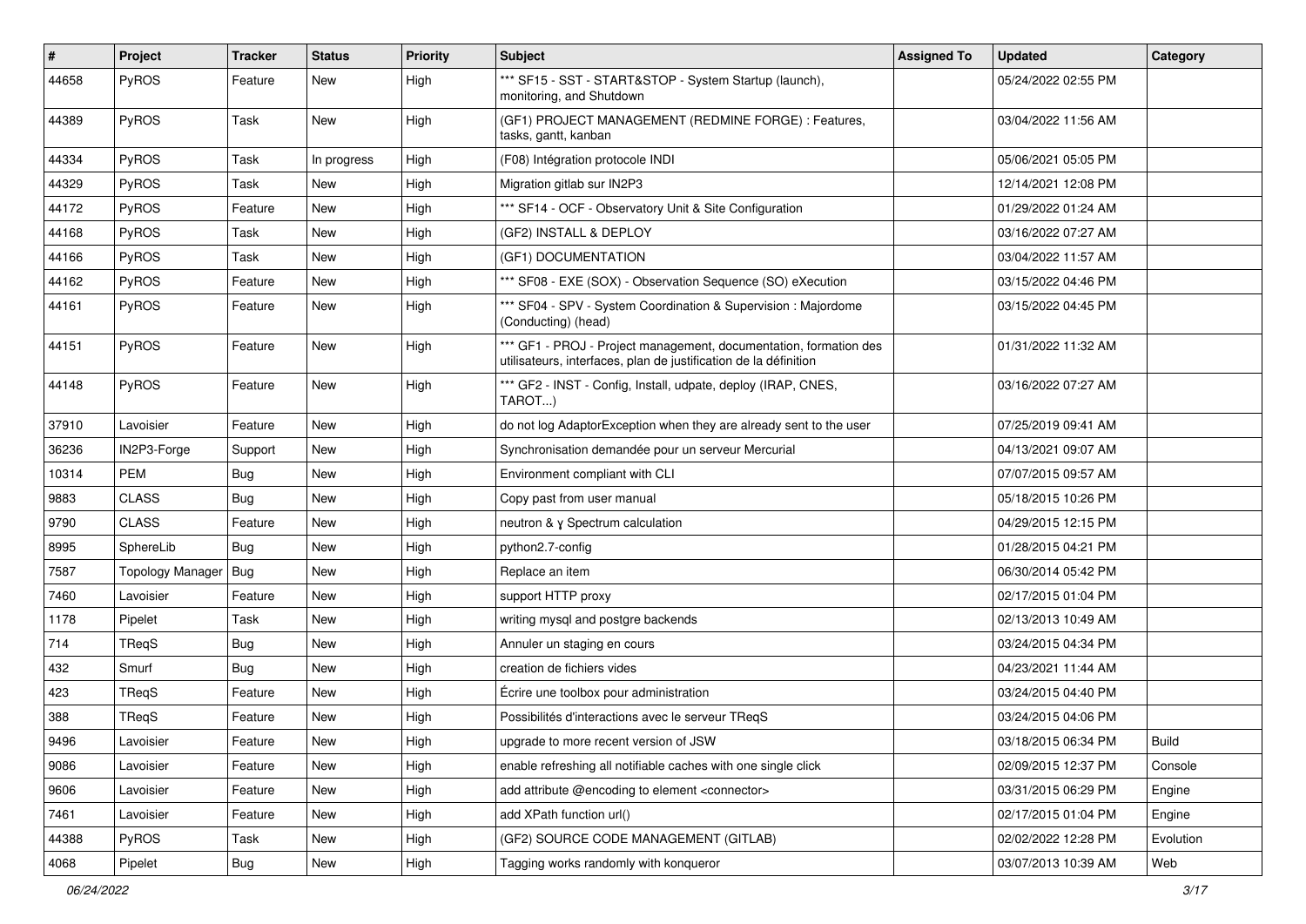| # | Project | Tracker | Status | Priority | Subject | Assigned To | Updated | Category |
|---|---|---|---|---|---|---|---|---|
| 44658 | PyROS | Feature | New | High | *** SF15 - SST - START&STOP - System Startup (launch), monitoring, and Shutdown | | 05/24/2022 02:55 PM | |
| 44389 | PyROS | Task | New | High | (GF1) PROJECT MANAGEMENT (REDMINE FORGE) : Features, tasks, gantt, kanban | | 03/04/2022 11:56 AM | |
| 44334 | PyROS | Task | In progress | High | (F08) Intégration protocole INDI | | 05/06/2021 05:05 PM | |
| 44329 | PyROS | Task | New | High | Migration gitlab sur IN2P3 | | 12/14/2021 12:08 PM | |
| 44172 | PyROS | Feature | New | High | *** SF14 - OCF - Observatory Unit & Site Configuration | | 01/29/2022 01:24 AM | |
| 44168 | PyROS | Task | New | High | (GF2) INSTALL & DEPLOY | | 03/16/2022 07:27 AM | |
| 44166 | PyROS | Task | New | High | (GF1) DOCUMENTATION | | 03/04/2022 11:57 AM | |
| 44162 | PyROS | Feature | New | High | *** SF08 - EXE (SOX) - Observation Sequence (SO) eXecution | | 03/15/2022 04:46 PM | |
| 44161 | PyROS | Feature | New | High | *** SF04 - SPV - System Coordination & Supervision : Majordome (Conducting) (head) | | 03/15/2022 04:45 PM | |
| 44151 | PyROS | Feature | New | High | *** GF1 - PROJ - Project management, documentation, formation des utilisateurs, interfaces, plan de justification de la définition | | 01/31/2022 11:32 AM | |
| 44148 | PyROS | Feature | New | High | *** GF2 - INST - Config, Install, udpate, deploy (IRAP, CNES, TAROT...) | | 03/16/2022 07:27 AM | |
| 37910 | Lavoisier | Feature | New | High | do not log AdaptorException when they are already sent to the user | | 07/25/2019 09:41 AM | |
| 36236 | IN2P3-Forge | Support | New | High | Synchronisation demandée pour un serveur Mercurial | | 04/13/2021 09:07 AM | |
| 10314 | PEM | Bug | New | High | Environment compliant with CLI | | 07/07/2015 09:57 AM | |
| 9883 | CLASS | Bug | New | High | Copy past from user manual | | 05/18/2015 10:26 PM | |
| 9790 | CLASS | Feature | New | High | neutron & γ Spectrum calculation | | 04/29/2015 12:15 PM | |
| 8995 | SphereLib | Bug | New | High | python2.7-config | | 01/28/2015 04:21 PM | |
| 7587 | Topology Manager | Bug | New | High | Replace an item | | 06/30/2014 05:42 PM | |
| 7460 | Lavoisier | Feature | New | High | support HTTP proxy | | 02/17/2015 01:04 PM | |
| 1178 | Pipelet | Task | New | High | writing mysql and postgre backends | | 02/13/2013 10:49 AM | |
| 714 | TReqS | Bug | New | High | Annuler un staging en cours | | 03/24/2015 04:34 PM | |
| 432 | Smurf | Bug | New | High | creation de fichiers vides | | 04/23/2021 11:44 AM | |
| 423 | TReqS | Feature | New | High | Écrire une toolbox pour administration | | 03/24/2015 04:40 PM | |
| 388 | TReqS | Feature | New | High | Possibilités d'interactions avec le serveur TReqS | | 03/24/2015 04:06 PM | |
| 9496 | Lavoisier | Feature | New | High | upgrade to more recent version of JSW | | 03/18/2015 06:34 PM | Build |
| 9086 | Lavoisier | Feature | New | High | enable refreshing all notifiable caches with one single click | | 02/09/2015 12:37 PM | Console |
| 9606 | Lavoisier | Feature | New | High | add attribute @encoding to element <connector> | | 03/31/2015 06:29 PM | Engine |
| 7461 | Lavoisier | Feature | New | High | add XPath function url() | | 02/17/2015 01:04 PM | Engine |
| 44388 | PyROS | Task | New | High | (GF2) SOURCE CODE MANAGEMENT (GITLAB) | | 02/02/2022 12:28 PM | Evolution |
| 4068 | Pipelet | Bug | New | High | Tagging works randomly with konqueror | | 03/07/2013 10:39 AM | Web |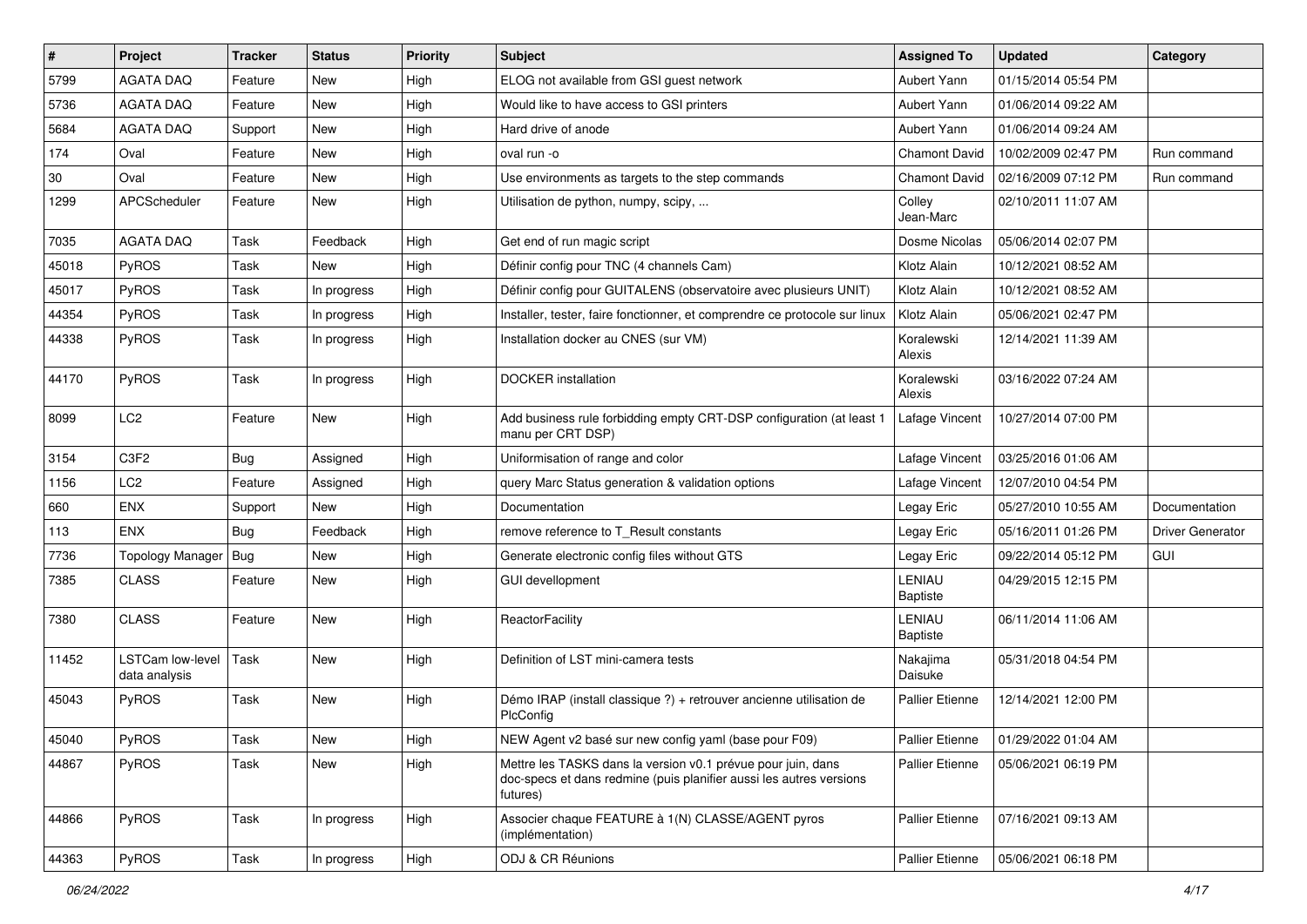| # | Project | Tracker | Status | Priority | Subject | Assigned To | Updated | Category |
|---|---|---|---|---|---|---|---|---|
| 5799 | AGATA DAQ | Feature | New | High | ELOG not available from GSI guest network | Aubert Yann | 01/15/2014 05:54 PM | |
| 5736 | AGATA DAQ | Feature | New | High | Would like to have access to GSI printers | Aubert Yann | 01/06/2014 09:22 AM | |
| 5684 | AGATA DAQ | Support | New | High | Hard drive of anode | Aubert Yann | 01/06/2014 09:24 AM | |
| 174 | Oval | Feature | New | High | oval run -o | Chamont David | 10/02/2009 02:47 PM | Run command |
| 30 | Oval | Feature | New | High | Use environments as targets to the step commands | Chamont David | 02/16/2009 07:12 PM | Run command |
| 1299 | APCScheduler | Feature | New | High | Utilisation de python, numpy, scipy, ... | Colley Jean-Marc | 02/10/2011 11:07 AM | |
| 7035 | AGATA DAQ | Task | Feedback | High | Get end of run magic script | Dosme Nicolas | 05/06/2014 02:07 PM | |
| 45018 | PyROS | Task | New | High | Définir config pour TNC (4 channels Cam) | Klotz Alain | 10/12/2021 08:52 AM | |
| 45017 | PyROS | Task | In progress | High | Définir config pour GUITALENS (observatoire avec plusieurs UNIT) | Klotz Alain | 10/12/2021 08:52 AM | |
| 44354 | PyROS | Task | In progress | High | Installer, tester, faire fonctionner, et comprendre ce protocole sur linux | Klotz Alain | 05/06/2021 02:47 PM | |
| 44338 | PyROS | Task | In progress | High | Installation docker au CNES (sur VM) | Koralewski Alexis | 12/14/2021 11:39 AM | |
| 44170 | PyROS | Task | In progress | High | DOCKER installation | Koralewski Alexis | 03/16/2022 07:24 AM | |
| 8099 | LC2 | Feature | New | High | Add business rule forbidding empty CRT-DSP configuration (at least 1 manu per CRT DSP) | Lafage Vincent | 10/27/2014 07:00 PM | |
| 3154 | C3F2 | Bug | Assigned | High | Uniformisation of range and color | Lafage Vincent | 03/25/2016 01:06 AM | |
| 1156 | LC2 | Feature | Assigned | High | query Marc Status generation & validation options | Lafage Vincent | 12/07/2010 04:54 PM | |
| 660 | ENX | Support | New | High | Documentation | Legay Eric | 05/27/2010 10:55 AM | Documentation |
| 113 | ENX | Bug | Feedback | High | remove reference to T_Result constants | Legay Eric | 05/16/2011 01:26 PM | Driver Generator |
| 7736 | Topology Manager | Bug | New | High | Generate electronic config files without GTS | Legay Eric | 09/22/2014 05:12 PM | GUI |
| 7385 | CLASS | Feature | New | High | GUI devellopment | LENIAU Baptiste | 04/29/2015 12:15 PM | |
| 7380 | CLASS | Feature | New | High | ReactorFacility | LENIAU Baptiste | 06/11/2014 11:06 AM | |
| 11452 | LSTCam low-level data analysis | Task | New | High | Definition of LST mini-camera tests | Nakajima Daisuke | 05/31/2018 04:54 PM | |
| 45043 | PyROS | Task | New | High | Démo IRAP (install classique ?) + retrouver ancienne utilisation de PlcConfig | Pallier Etienne | 12/14/2021 12:00 PM | |
| 45040 | PyROS | Task | New | High | NEW Agent v2 basé sur new config yaml (base pour F09) | Pallier Etienne | 01/29/2022 01:04 AM | |
| 44867 | PyROS | Task | New | High | Mettre les TASKS dans la version v0.1 prévue pour juin, dans doc-specs et dans redmine (puis planifier aussi les autres versions futures) | Pallier Etienne | 05/06/2021 06:19 PM | |
| 44866 | PyROS | Task | In progress | High | Associer chaque FEATURE à 1(N) CLASSE/AGENT pyros (implémentation) | Pallier Etienne | 07/16/2021 09:13 AM | |
| 44363 | PyROS | Task | In progress | High | ODJ & CR Réunions | Pallier Etienne | 05/06/2021 06:18 PM | |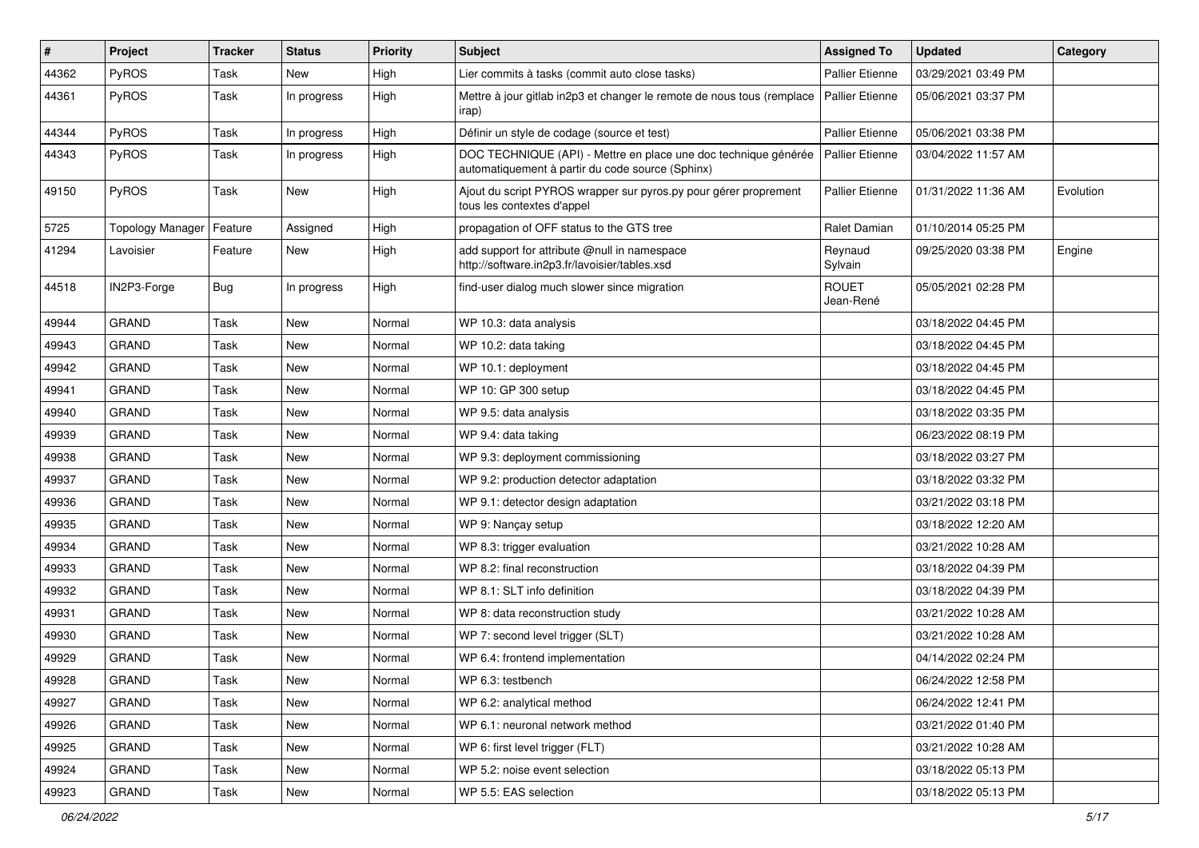| # | Project | Tracker | Status | Priority | Subject | Assigned To | Updated | Category |
|---|---|---|---|---|---|---|---|---|
| 44362 | PyROS | Task | New | High | Lier commits à tasks (commit auto close tasks) | Pallier Etienne | 03/29/2021 03:49 PM | |
| 44361 | PyROS | Task | In progress | High | Mettre à jour gitlab in2p3 et changer le remote de nous tous (remplace irap) | Pallier Etienne | 05/06/2021 03:37 PM | |
| 44344 | PyROS | Task | In progress | High | Définir un style de codage (source et test) | Pallier Etienne | 05/06/2021 03:38 PM | |
| 44343 | PyROS | Task | In progress | High | DOC TECHNIQUE (API) - Mettre en place une doc technique générée automatiquement à partir du code source (Sphinx) | Pallier Etienne | 03/04/2022 11:57 AM | |
| 49150 | PyROS | Task | New | High | Ajout du script PYROS wrapper sur pyros.py pour gérer proprement tous les contextes d'appel | Pallier Etienne | 01/31/2022 11:36 AM | Evolution |
| 5725 | Topology Manager | Feature | Assigned | High | propagation of OFF status to the GTS tree | Ralet Damian | 01/10/2014 05:25 PM | |
| 41294 | Lavoisier | Feature | New | High | add support for attribute @null in namespace http://software.in2p3.fr/lavoisier/tables.xsd | Reynaud Sylvain | 09/25/2020 03:38 PM | Engine |
| 44518 | IN2P3-Forge | Bug | In progress | High | find-user dialog much slower since migration | ROUET Jean-René | 05/05/2021 02:28 PM | |
| 49944 | GRAND | Task | New | Normal | WP 10.3: data analysis | | 03/18/2022 04:45 PM | |
| 49943 | GRAND | Task | New | Normal | WP 10.2: data taking | | 03/18/2022 04:45 PM | |
| 49942 | GRAND | Task | New | Normal | WP 10.1: deployment | | 03/18/2022 04:45 PM | |
| 49941 | GRAND | Task | New | Normal | WP 10: GP 300 setup | | 03/18/2022 04:45 PM | |
| 49940 | GRAND | Task | New | Normal | WP 9.5: data analysis | | 03/18/2022 03:35 PM | |
| 49939 | GRAND | Task | New | Normal | WP 9.4: data taking | | 06/23/2022 08:19 PM | |
| 49938 | GRAND | Task | New | Normal | WP 9.3: deployment commissioning | | 03/18/2022 03:27 PM | |
| 49937 | GRAND | Task | New | Normal | WP 9.2: production detector adaptation | | 03/18/2022 03:32 PM | |
| 49936 | GRAND | Task | New | Normal | WP 9.1: detector design adaptation | | 03/21/2022 03:18 PM | |
| 49935 | GRAND | Task | New | Normal | WP 9: Nançay setup | | 03/18/2022 12:20 AM | |
| 49934 | GRAND | Task | New | Normal | WP 8.3: trigger evaluation | | 03/21/2022 10:28 AM | |
| 49933 | GRAND | Task | New | Normal | WP 8.2: final reconstruction | | 03/18/2022 04:39 PM | |
| 49932 | GRAND | Task | New | Normal | WP 8.1: SLT info definition | | 03/18/2022 04:39 PM | |
| 49931 | GRAND | Task | New | Normal | WP 8: data reconstruction study | | 03/21/2022 10:28 AM | |
| 49930 | GRAND | Task | New | Normal | WP 7: second level trigger (SLT) | | 03/21/2022 10:28 AM | |
| 49929 | GRAND | Task | New | Normal | WP 6.4: frontend implementation | | 04/14/2022 02:24 PM | |
| 49928 | GRAND | Task | New | Normal | WP 6.3: testbench | | 06/24/2022 12:58 PM | |
| 49927 | GRAND | Task | New | Normal | WP 6.2: analytical method | | 06/24/2022 12:41 PM | |
| 49926 | GRAND | Task | New | Normal | WP 6.1: neuronal network method | | 03/21/2022 01:40 PM | |
| 49925 | GRAND | Task | New | Normal | WP 6: first level trigger (FLT) | | 03/21/2022 10:28 AM | |
| 49924 | GRAND | Task | New | Normal | WP 5.2: noise event selection | | 03/18/2022 05:13 PM | |
| 49923 | GRAND | Task | New | Normal | WP 5.5: EAS selection | | 03/18/2022 05:13 PM | |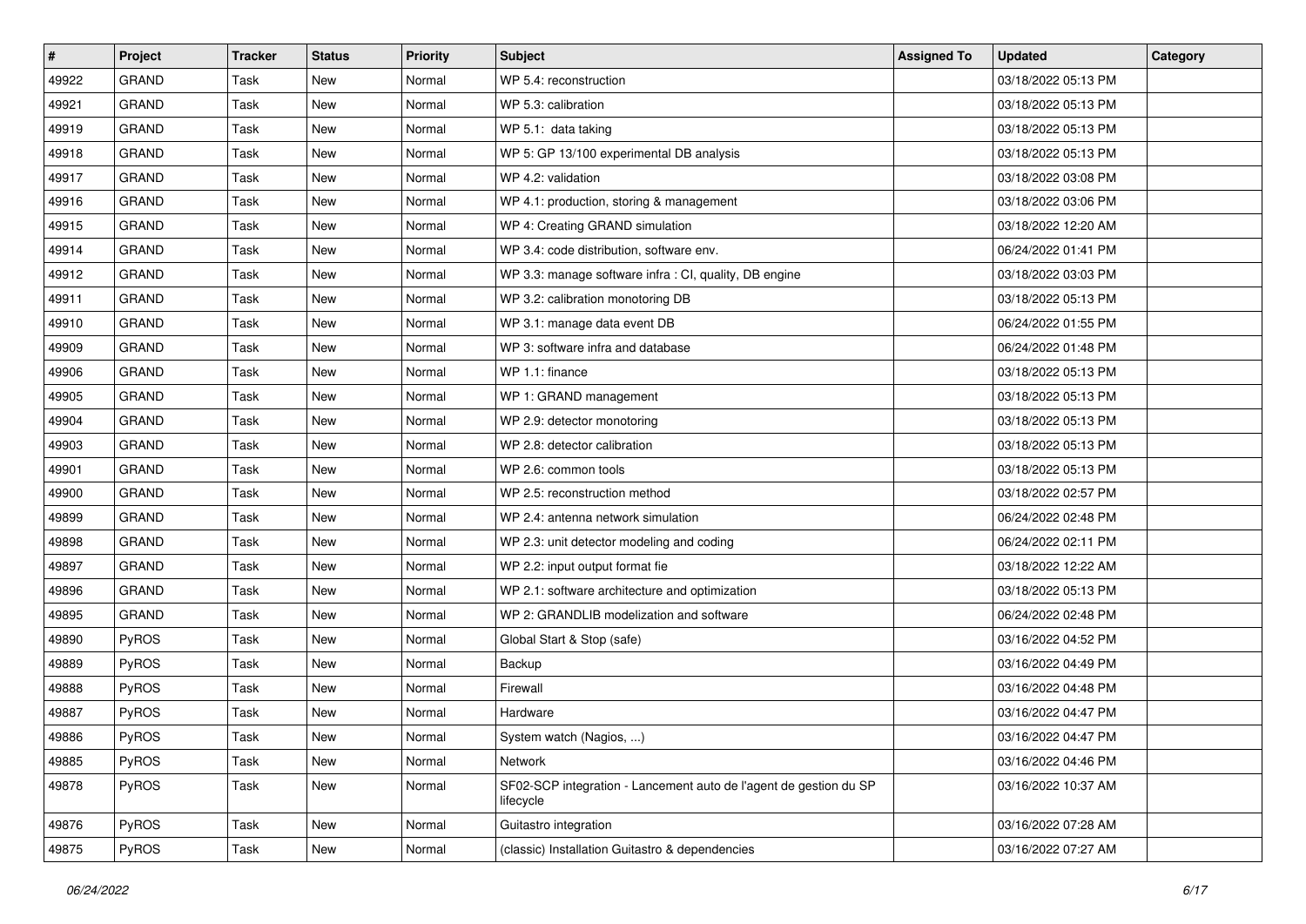| # | Project | Tracker | Status | Priority | Subject | Assigned To | Updated | Category |
|---|---|---|---|---|---|---|---|---|
| 49922 | GRAND | Task | New | Normal | WP 5.4: reconstruction | | 03/18/2022 05:13 PM | |
| 49921 | GRAND | Task | New | Normal | WP 5.3: calibration | | 03/18/2022 05:13 PM | |
| 49919 | GRAND | Task | New | Normal | WP 5.1: data taking | | 03/18/2022 05:13 PM | |
| 49918 | GRAND | Task | New | Normal | WP 5: GP 13/100 experimental DB analysis | | 03/18/2022 05:13 PM | |
| 49917 | GRAND | Task | New | Normal | WP 4.2: validation | | 03/18/2022 03:08 PM | |
| 49916 | GRAND | Task | New | Normal | WP 4.1: production, storing & management | | 03/18/2022 03:06 PM | |
| 49915 | GRAND | Task | New | Normal | WP 4: Creating GRAND simulation | | 03/18/2022 12:20 AM | |
| 49914 | GRAND | Task | New | Normal | WP 3.4: code distribution, software env. | | 06/24/2022 01:41 PM | |
| 49912 | GRAND | Task | New | Normal | WP 3.3: manage software infra : CI, quality, DB engine | | 03/18/2022 03:03 PM | |
| 49911 | GRAND | Task | New | Normal | WP 3.2: calibration monotoring DB | | 03/18/2022 05:13 PM | |
| 49910 | GRAND | Task | New | Normal | WP 3.1: manage data event DB | | 06/24/2022 01:55 PM | |
| 49909 | GRAND | Task | New | Normal | WP 3: software infra and database | | 06/24/2022 01:48 PM | |
| 49906 | GRAND | Task | New | Normal | WP 1.1: finance | | 03/18/2022 05:13 PM | |
| 49905 | GRAND | Task | New | Normal | WP 1: GRAND management | | 03/18/2022 05:13 PM | |
| 49904 | GRAND | Task | New | Normal | WP 2.9: detector monotoring | | 03/18/2022 05:13 PM | |
| 49903 | GRAND | Task | New | Normal | WP 2.8: detector calibration | | 03/18/2022 05:13 PM | |
| 49901 | GRAND | Task | New | Normal | WP 2.6: common tools | | 03/18/2022 05:13 PM | |
| 49900 | GRAND | Task | New | Normal | WP 2.5: reconstruction method | | 03/18/2022 02:57 PM | |
| 49899 | GRAND | Task | New | Normal | WP 2.4: antenna network simulation | | 06/24/2022 02:48 PM | |
| 49898 | GRAND | Task | New | Normal | WP 2.3: unit detector modeling and coding | | 06/24/2022 02:11 PM | |
| 49897 | GRAND | Task | New | Normal | WP 2.2: input output format fie | | 03/18/2022 12:22 AM | |
| 49896 | GRAND | Task | New | Normal | WP 2.1: software architecture and optimization | | 03/18/2022 05:13 PM | |
| 49895 | GRAND | Task | New | Normal | WP 2: GRANDLIB modelization and software | | 06/24/2022 02:48 PM | |
| 49890 | PyROS | Task | New | Normal | Global Start & Stop (safe) | | 03/16/2022 04:52 PM | |
| 49889 | PyROS | Task | New | Normal | Backup | | 03/16/2022 04:49 PM | |
| 49888 | PyROS | Task | New | Normal | Firewall | | 03/16/2022 04:48 PM | |
| 49887 | PyROS | Task | New | Normal | Hardware | | 03/16/2022 04:47 PM | |
| 49886 | PyROS | Task | New | Normal | System watch (Nagios, ...) | | 03/16/2022 04:47 PM | |
| 49885 | PyROS | Task | New | Normal | Network | | 03/16/2022 04:46 PM | |
| 49878 | PyROS | Task | New | Normal | SF02-SCP integration - Lancement auto de l'agent de gestion du SP lifecycle | | 03/16/2022 10:37 AM | |
| 49876 | PyROS | Task | New | Normal | Guitastro integration | | 03/16/2022 07:28 AM | |
| 49875 | PyROS | Task | New | Normal | (classic) Installation Guitastro & dependencies | | 03/16/2022 07:27 AM | |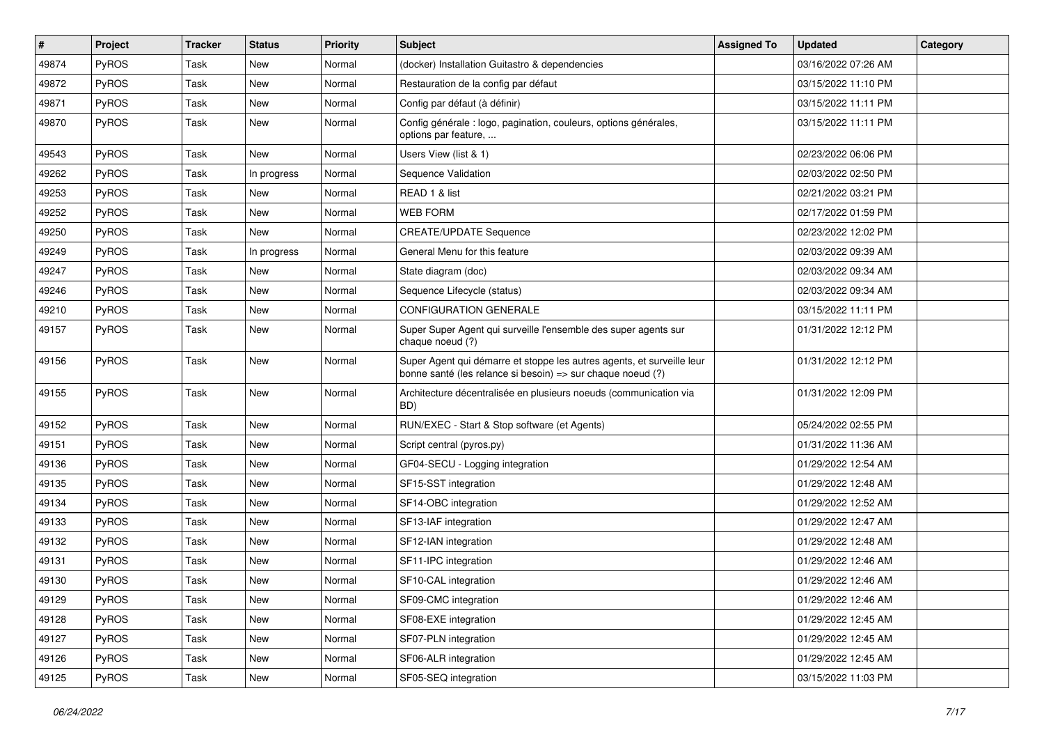| # | Project | Tracker | Status | Priority | Subject | Assigned To | Updated | Category |
|---|---|---|---|---|---|---|---|---|
| 49874 | PyROS | Task | New | Normal | (docker) Installation Guitastro & dependencies | | 03/16/2022 07:26 AM | |
| 49872 | PyROS | Task | New | Normal | Restauration de la config par défaut | | 03/15/2022 11:10 PM | |
| 49871 | PyROS | Task | New | Normal | Config par défaut (à définir) | | 03/15/2022 11:11 PM | |
| 49870 | PyROS | Task | New | Normal | Config générale : logo, pagination, couleurs, options générales, options par feature, ... | | 03/15/2022 11:11 PM | |
| 49543 | PyROS | Task | New | Normal | Users View (list & 1) | | 02/23/2022 06:06 PM | |
| 49262 | PyROS | Task | In progress | Normal | Sequence Validation | | 02/03/2022 02:50 PM | |
| 49253 | PyROS | Task | New | Normal | READ 1 & list | | 02/21/2022 03:21 PM | |
| 49252 | PyROS | Task | New | Normal | WEB FORM | | 02/17/2022 01:59 PM | |
| 49250 | PyROS | Task | New | Normal | CREATE/UPDATE Sequence | | 02/23/2022 12:02 PM | |
| 49249 | PyROS | Task | In progress | Normal | General Menu for this feature | | 02/03/2022 09:39 AM | |
| 49247 | PyROS | Task | New | Normal | State diagram (doc) | | 02/03/2022 09:34 AM | |
| 49246 | PyROS | Task | New | Normal | Sequence Lifecycle (status) | | 02/03/2022 09:34 AM | |
| 49210 | PyROS | Task | New | Normal | CONFIGURATION GENERALE | | 03/15/2022 11:11 PM | |
| 49157 | PyROS | Task | New | Normal | Super Super Agent qui surveille l'ensemble des super agents sur chaque noeud (?) | | 01/31/2022 12:12 PM | |
| 49156 | PyROS | Task | New | Normal | Super Agent qui démarre et stoppe les autres agents, et surveille leur bonne santé (les relance si besoin) => sur chaque noeud (?) | | 01/31/2022 12:12 PM | |
| 49155 | PyROS | Task | New | Normal | Architecture décentralisée en plusieurs noeuds (communication via BD) | | 01/31/2022 12:09 PM | |
| 49152 | PyROS | Task | New | Normal | RUN/EXEC - Start & Stop software (et Agents) | | 05/24/2022 02:55 PM | |
| 49151 | PyROS | Task | New | Normal | Script central (pyros.py) | | 01/31/2022 11:36 AM | |
| 49136 | PyROS | Task | New | Normal | GF04-SECU - Logging integration | | 01/29/2022 12:54 AM | |
| 49135 | PyROS | Task | New | Normal | SF15-SST integration | | 01/29/2022 12:48 AM | |
| 49134 | PyROS | Task | New | Normal | SF14-OBC integration | | 01/29/2022 12:52 AM | |
| 49133 | PyROS | Task | New | Normal | SF13-IAF integration | | 01/29/2022 12:47 AM | |
| 49132 | PyROS | Task | New | Normal | SF12-IAN integration | | 01/29/2022 12:48 AM | |
| 49131 | PyROS | Task | New | Normal | SF11-IPC integration | | 01/29/2022 12:46 AM | |
| 49130 | PyROS | Task | New | Normal | SF10-CAL integration | | 01/29/2022 12:46 AM | |
| 49129 | PyROS | Task | New | Normal | SF09-CMC integration | | 01/29/2022 12:46 AM | |
| 49128 | PyROS | Task | New | Normal | SF08-EXE integration | | 01/29/2022 12:45 AM | |
| 49127 | PyROS | Task | New | Normal | SF07-PLN integration | | 01/29/2022 12:45 AM | |
| 49126 | PyROS | Task | New | Normal | SF06-ALR integration | | 01/29/2022 12:45 AM | |
| 49125 | PyROS | Task | New | Normal | SF05-SEQ integration | | 03/15/2022 11:03 PM | |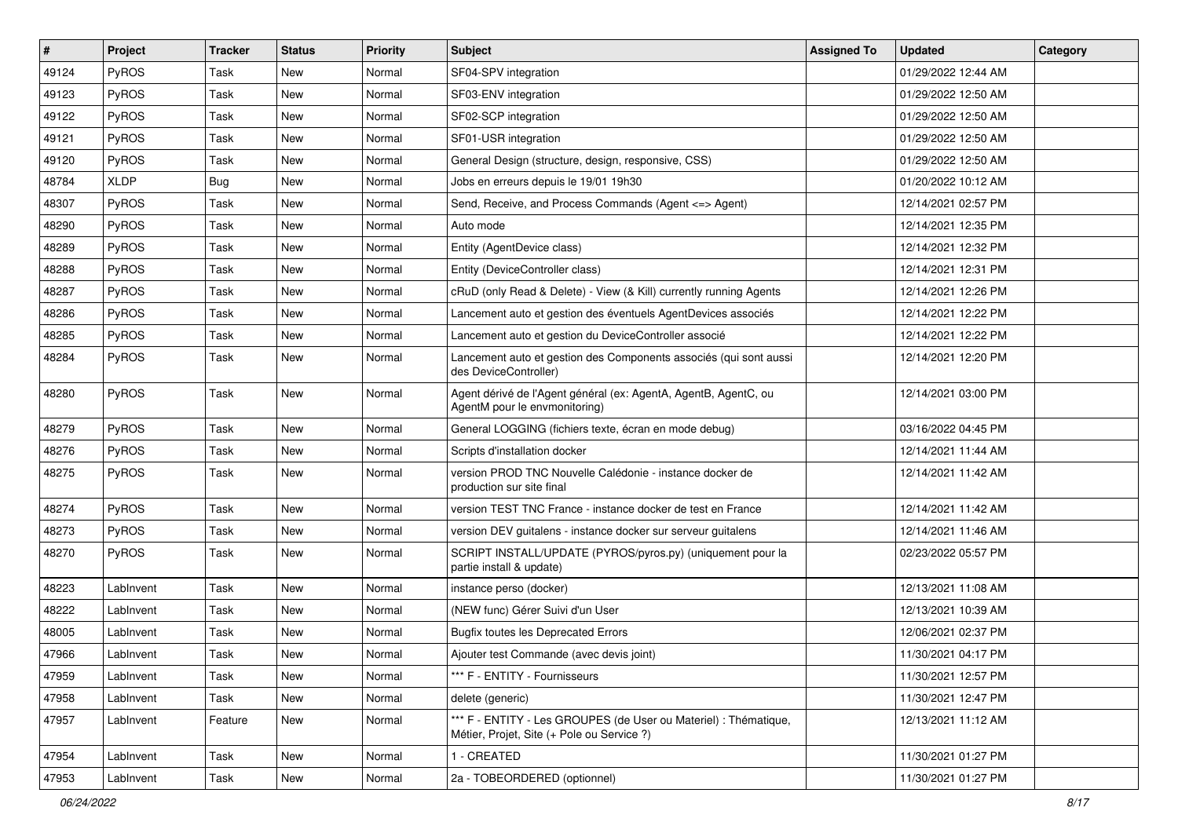| # | Project | Tracker | Status | Priority | Subject | Assigned To | Updated | Category |
|---|---|---|---|---|---|---|---|---|
| 49124 | PyROS | Task | New | Normal | SF04-SPV integration | | 01/29/2022 12:44 AM | |
| 49123 | PyROS | Task | New | Normal | SF03-ENV integration | | 01/29/2022 12:50 AM | |
| 49122 | PyROS | Task | New | Normal | SF02-SCP integration | | 01/29/2022 12:50 AM | |
| 49121 | PyROS | Task | New | Normal | SF01-USR integration | | 01/29/2022 12:50 AM | |
| 49120 | PyROS | Task | New | Normal | General Design (structure, design, responsive, CSS) | | 01/29/2022 12:50 AM | |
| 48784 | XLDP | Bug | New | Normal | Jobs en erreurs depuis le 19/01 19h30 | | 01/20/2022 10:12 AM | |
| 48307 | PyROS | Task | New | Normal | Send, Receive, and Process Commands (Agent <=> Agent) | | 12/14/2021 02:57 PM | |
| 48290 | PyROS | Task | New | Normal | Auto mode | | 12/14/2021 12:35 PM | |
| 48289 | PyROS | Task | New | Normal | Entity (AgentDevice class) | | 12/14/2021 12:32 PM | |
| 48288 | PyROS | Task | New | Normal | Entity (DeviceController class) | | 12/14/2021 12:31 PM | |
| 48287 | PyROS | Task | New | Normal | cRuD (only Read & Delete) - View (& Kill) currently running Agents | | 12/14/2021 12:26 PM | |
| 48286 | PyROS | Task | New | Normal | Lancement auto et gestion des éventuels AgentDevices associés | | 12/14/2021 12:22 PM | |
| 48285 | PyROS | Task | New | Normal | Lancement auto et gestion du DeviceController associé | | 12/14/2021 12:22 PM | |
| 48284 | PyROS | Task | New | Normal | Lancement auto et gestion des Components associés (qui sont aussi des DeviceController) | | 12/14/2021 12:20 PM | |
| 48280 | PyROS | Task | New | Normal | Agent dérivé de l'Agent général (ex: AgentA, AgentB, AgentC, ou AgentM pour le envmonitoring) | | 12/14/2021 03:00 PM | |
| 48279 | PyROS | Task | New | Normal | General LOGGING (fichiers texte, écran en mode debug) | | 03/16/2022 04:45 PM | |
| 48276 | PyROS | Task | New | Normal | Scripts d'installation docker | | 12/14/2021 11:44 AM | |
| 48275 | PyROS | Task | New | Normal | version PROD TNC Nouvelle Calédonie - instance docker de production sur site final | | 12/14/2021 11:42 AM | |
| 48274 | PyROS | Task | New | Normal | version TEST TNC France - instance docker de test en France | | 12/14/2021 11:42 AM | |
| 48273 | PyROS | Task | New | Normal | version DEV guitalens - instance docker sur serveur guitalens | | 12/14/2021 11:46 AM | |
| 48270 | PyROS | Task | New | Normal | SCRIPT INSTALL/UPDATE (PYROS/pyros.py) (uniquement pour la partie install & update) | | 02/23/2022 05:57 PM | |
| 48223 | LabInvent | Task | New | Normal | instance perso (docker) | | 12/13/2021 11:08 AM | |
| 48222 | LabInvent | Task | New | Normal | (NEW func) Gérer Suivi d'un User | | 12/13/2021 10:39 AM | |
| 48005 | LabInvent | Task | New | Normal | Bugfix toutes les Deprecated Errors | | 12/06/2021 02:37 PM | |
| 47966 | LabInvent | Task | New | Normal | Ajouter test Commande (avec devis joint) | | 11/30/2021 04:17 PM | |
| 47959 | LabInvent | Task | New | Normal | *** F - ENTITY - Fournisseurs | | 11/30/2021 12:57 PM | |
| 47958 | LabInvent | Task | New | Normal | delete (generic) | | 11/30/2021 12:47 PM | |
| 47957 | LabInvent | Feature | New | Normal | *** F - ENTITY - Les GROUPES (de User ou Materiel) : Thématique, Métier, Projet, Site (+ Pole ou Service ?) | | 12/13/2021 11:12 AM | |
| 47954 | LabInvent | Task | New | Normal | 1 - CREATED | | 11/30/2021 01:27 PM | |
| 47953 | LabInvent | Task | New | Normal | 2a - TOBEORDERED (optionnel) | | 11/30/2021 01:27 PM | |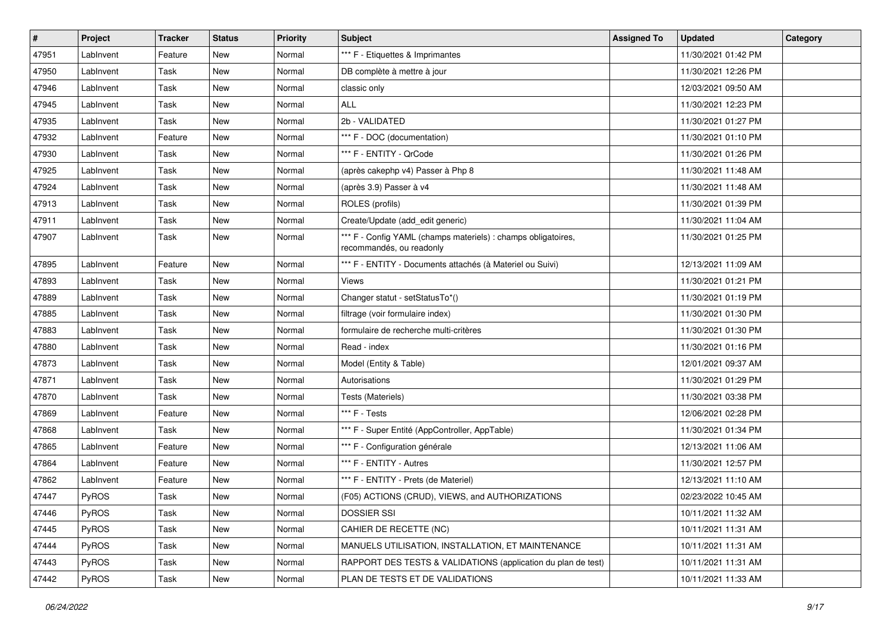| # | Project | Tracker | Status | Priority | Subject | Assigned To | Updated | Category |
|---|---|---|---|---|---|---|---|---|
| 47951 | LabInvent | Feature | New | Normal | *** F - Etiquettes & Imprimantes | | 11/30/2021 01:42 PM | |
| 47950 | LabInvent | Task | New | Normal | DB complète à mettre à jour | | 11/30/2021 12:26 PM | |
| 47946 | LabInvent | Task | New | Normal | classic only | | 12/03/2021 09:50 AM | |
| 47945 | LabInvent | Task | New | Normal | ALL | | 11/30/2021 12:23 PM | |
| 47935 | LabInvent | Task | New | Normal | 2b - VALIDATED | | 11/30/2021 01:27 PM | |
| 47932 | LabInvent | Feature | New | Normal | *** F - DOC (documentation) | | 11/30/2021 01:10 PM | |
| 47930 | LabInvent | Task | New | Normal | *** F - ENTITY - QrCode | | 11/30/2021 01:26 PM | |
| 47925 | LabInvent | Task | New | Normal | (après cakephp v4) Passer à Php 8 | | 11/30/2021 11:48 AM | |
| 47924 | LabInvent | Task | New | Normal | (après 3.9) Passer à v4 | | 11/30/2021 11:48 AM | |
| 47913 | LabInvent | Task | New | Normal | ROLES (profils) | | 11/30/2021 01:39 PM | |
| 47911 | LabInvent | Task | New | Normal | Create/Update (add_edit generic) | | 11/30/2021 11:04 AM | |
| 47907 | LabInvent | Task | New | Normal | *** F - Config YAML (champs materiels) : champs obligatoires, recommandés, ou readonly | | 11/30/2021 01:25 PM | |
| 47895 | LabInvent | Feature | New | Normal | *** F - ENTITY - Documents attachés (à Materiel ou Suivi) | | 12/13/2021 11:09 AM | |
| 47893 | LabInvent | Task | New | Normal | Views | | 11/30/2021 01:21 PM | |
| 47889 | LabInvent | Task | New | Normal | Changer statut - setStatusTo*() | | 11/30/2021 01:19 PM | |
| 47885 | LabInvent | Task | New | Normal | filtrage (voir formulaire index) | | 11/30/2021 01:30 PM | |
| 47883 | LabInvent | Task | New | Normal | formulaire de recherche multi-critères | | 11/30/2021 01:30 PM | |
| 47880 | LabInvent | Task | New | Normal | Read - index | | 11/30/2021 01:16 PM | |
| 47873 | LabInvent | Task | New | Normal | Model (Entity & Table) | | 12/01/2021 09:37 AM | |
| 47871 | LabInvent | Task | New | Normal | Autorisations | | 11/30/2021 01:29 PM | |
| 47870 | LabInvent | Task | New | Normal | Tests (Materiels) | | 11/30/2021 03:38 PM | |
| 47869 | LabInvent | Feature | New | Normal | *** F - Tests | | 12/06/2021 02:28 PM | |
| 47868 | LabInvent | Task | New | Normal | *** F - Super Entité (AppController, AppTable) | | 11/30/2021 01:34 PM | |
| 47865 | LabInvent | Feature | New | Normal | *** F - Configuration générale | | 12/13/2021 11:06 AM | |
| 47864 | LabInvent | Feature | New | Normal | *** F - ENTITY - Autres | | 11/30/2021 12:57 PM | |
| 47862 | LabInvent | Feature | New | Normal | *** F - ENTITY - Prets (de Materiel) | | 12/13/2021 11:10 AM | |
| 47447 | PyROS | Task | New | Normal | (F05) ACTIONS (CRUD), VIEWS, and AUTHORIZATIONS | | 02/23/2022 10:45 AM | |
| 47446 | PyROS | Task | New | Normal | DOSSIER SSI | | 10/11/2021 11:32 AM | |
| 47445 | PyROS | Task | New | Normal | CAHIER DE RECETTE (NC) | | 10/11/2021 11:31 AM | |
| 47444 | PyROS | Task | New | Normal | MANUELS UTILISATION, INSTALLATION, ET MAINTENANCE | | 10/11/2021 11:31 AM | |
| 47443 | PyROS | Task | New | Normal | RAPPORT DES TESTS & VALIDATIONS (application du plan de test) | | 10/11/2021 11:31 AM | |
| 47442 | PyROS | Task | New | Normal | PLAN DE TESTS ET DE VALIDATIONS | | 10/11/2021 11:33 AM | |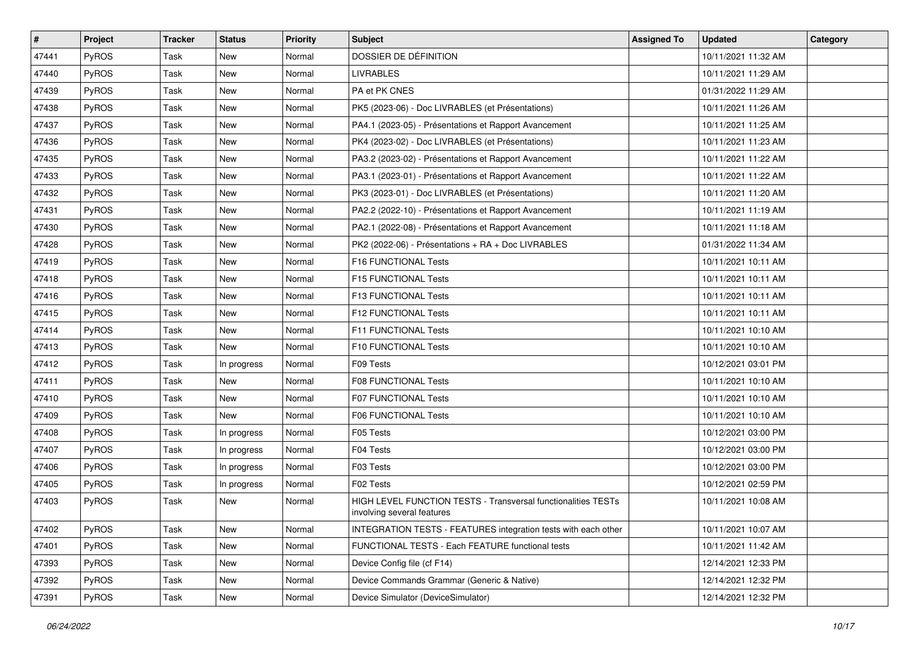| # | Project | Tracker | Status | Priority | Subject | Assigned To | Updated | Category |
|---|---|---|---|---|---|---|---|---|
| 47441 | PyROS | Task | New | Normal | DOSSIER DE DÉFINITION | | 10/11/2021 11:32 AM | |
| 47440 | PyROS | Task | New | Normal | LIVRABLES | | 10/11/2021 11:29 AM | |
| 47439 | PyROS | Task | New | Normal | PA et PK CNES | | 01/31/2022 11:29 AM | |
| 47438 | PyROS | Task | New | Normal | PK5 (2023-06) - Doc LIVRABLES (et Présentations) | | 10/11/2021 11:26 AM | |
| 47437 | PyROS | Task | New | Normal | PA4.1 (2023-05) - Présentations et Rapport Avancement | | 10/11/2021 11:25 AM | |
| 47436 | PyROS | Task | New | Normal | PK4 (2023-02) - Doc LIVRABLES (et Présentations) | | 10/11/2021 11:23 AM | |
| 47435 | PyROS | Task | New | Normal | PA3.2 (2023-02) - Présentations et Rapport Avancement | | 10/11/2021 11:22 AM | |
| 47433 | PyROS | Task | New | Normal | PA3.1 (2023-01) - Présentations et Rapport Avancement | | 10/11/2021 11:22 AM | |
| 47432 | PyROS | Task | New | Normal | PK3 (2023-01) - Doc LIVRABLES (et Présentations) | | 10/11/2021 11:20 AM | |
| 47431 | PyROS | Task | New | Normal | PA2.2 (2022-10) - Présentations et Rapport Avancement | | 10/11/2021 11:19 AM | |
| 47430 | PyROS | Task | New | Normal | PA2.1 (2022-08) - Présentations et Rapport Avancement | | 10/11/2021 11:18 AM | |
| 47428 | PyROS | Task | New | Normal | PK2 (2022-06) - Présentations + RA + Doc LIVRABLES | | 01/31/2022 11:34 AM | |
| 47419 | PyROS | Task | New | Normal | F16 FUNCTIONAL Tests | | 10/11/2021 10:11 AM | |
| 47418 | PyROS | Task | New | Normal | F15 FUNCTIONAL Tests | | 10/11/2021 10:11 AM | |
| 47416 | PyROS | Task | New | Normal | F13 FUNCTIONAL Tests | | 10/11/2021 10:11 AM | |
| 47415 | PyROS | Task | New | Normal | F12 FUNCTIONAL Tests | | 10/11/2021 10:11 AM | |
| 47414 | PyROS | Task | New | Normal | F11 FUNCTIONAL Tests | | 10/11/2021 10:10 AM | |
| 47413 | PyROS | Task | New | Normal | F10 FUNCTIONAL Tests | | 10/11/2021 10:10 AM | |
| 47412 | PyROS | Task | In progress | Normal | F09 Tests | | 10/12/2021 03:01 PM | |
| 47411 | PyROS | Task | New | Normal | F08 FUNCTIONAL Tests | | 10/11/2021 10:10 AM | |
| 47410 | PyROS | Task | New | Normal | F07 FUNCTIONAL Tests | | 10/11/2021 10:10 AM | |
| 47409 | PyROS | Task | New | Normal | F06 FUNCTIONAL Tests | | 10/11/2021 10:10 AM | |
| 47408 | PyROS | Task | In progress | Normal | F05 Tests | | 10/12/2021 03:00 PM | |
| 47407 | PyROS | Task | In progress | Normal | F04 Tests | | 10/12/2021 03:00 PM | |
| 47406 | PyROS | Task | In progress | Normal | F03 Tests | | 10/12/2021 03:00 PM | |
| 47405 | PyROS | Task | In progress | Normal | F02 Tests | | 10/12/2021 02:59 PM | |
| 47403 | PyROS | Task | New | Normal | HIGH LEVEL FUNCTION TESTS - Transversal functionalities TESTs involving several features | | 10/11/2021 10:08 AM | |
| 47402 | PyROS | Task | New | Normal | INTEGRATION TESTS - FEATURES integration tests with each other | | 10/11/2021 10:07 AM | |
| 47401 | PyROS | Task | New | Normal | FUNCTIONAL TESTS - Each FEATURE functional tests | | 10/11/2021 11:42 AM | |
| 47393 | PyROS | Task | New | Normal | Device Config file (cf F14) | | 12/14/2021 12:33 PM | |
| 47392 | PyROS | Task | New | Normal | Device Commands Grammar (Generic & Native) | | 12/14/2021 12:32 PM | |
| 47391 | PyROS | Task | New | Normal | Device Simulator (DeviceSimulator) | | 12/14/2021 12:32 PM | |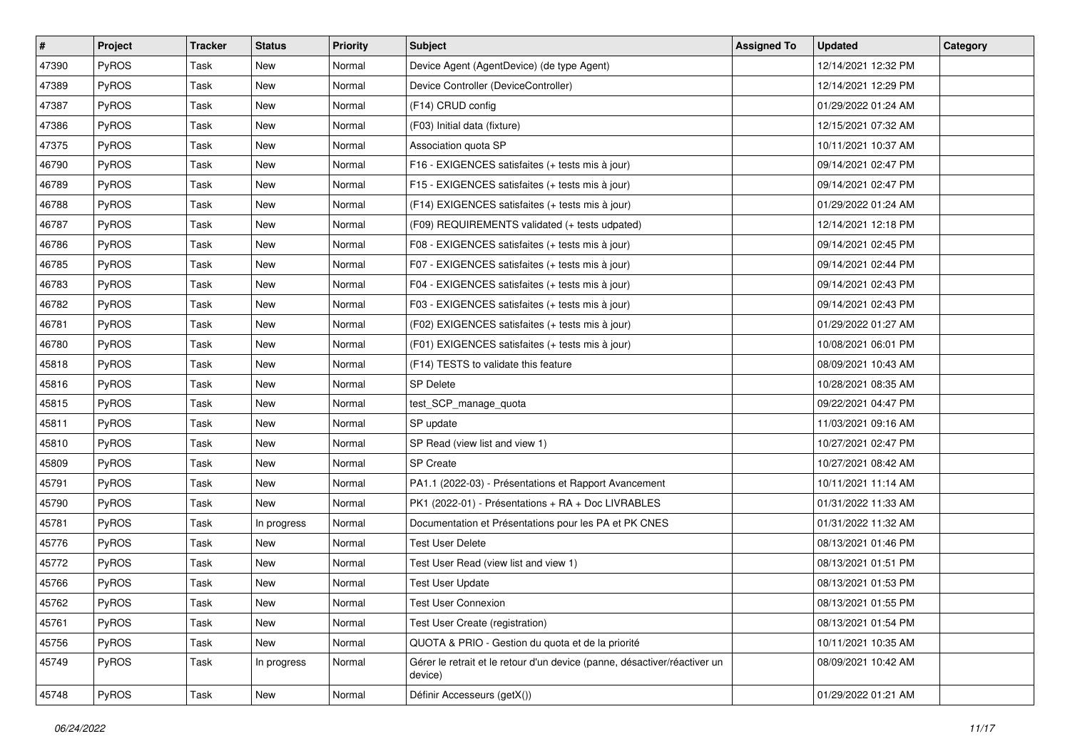| # | Project | Tracker | Status | Priority | Subject | Assigned To | Updated | Category |
|---|---|---|---|---|---|---|---|---|
| 47390 | PyROS | Task | New | Normal | Device Agent (AgentDevice) (de type Agent) | | 12/14/2021 12:32 PM | |
| 47389 | PyROS | Task | New | Normal | Device Controller (DeviceController) | | 12/14/2021 12:29 PM | |
| 47387 | PyROS | Task | New | Normal | (F14) CRUD config | | 01/29/2022 01:24 AM | |
| 47386 | PyROS | Task | New | Normal | (F03) Initial data (fixture) | | 12/15/2021 07:32 AM | |
| 47375 | PyROS | Task | New | Normal | Association quota SP | | 10/11/2021 10:37 AM | |
| 46790 | PyROS | Task | New | Normal | F16 - EXIGENCES satisfaites (+ tests mis à jour) | | 09/14/2021 02:47 PM | |
| 46789 | PyROS | Task | New | Normal | F15 - EXIGENCES satisfaites (+ tests mis à jour) | | 09/14/2021 02:47 PM | |
| 46788 | PyROS | Task | New | Normal | (F14) EXIGENCES satisfaites (+ tests mis à jour) | | 01/29/2022 01:24 AM | |
| 46787 | PyROS | Task | New | Normal | (F09) REQUIREMENTS validated (+ tests udpated) | | 12/14/2021 12:18 PM | |
| 46786 | PyROS | Task | New | Normal | F08 - EXIGENCES satisfaites (+ tests mis à jour) | | 09/14/2021 02:45 PM | |
| 46785 | PyROS | Task | New | Normal | F07 - EXIGENCES satisfaites (+ tests mis à jour) | | 09/14/2021 02:44 PM | |
| 46783 | PyROS | Task | New | Normal | F04 - EXIGENCES satisfaites (+ tests mis à jour) | | 09/14/2021 02:43 PM | |
| 46782 | PyROS | Task | New | Normal | F03 - EXIGENCES satisfaites (+ tests mis à jour) | | 09/14/2021 02:43 PM | |
| 46781 | PyROS | Task | New | Normal | (F02) EXIGENCES satisfaites (+ tests mis à jour) | | 01/29/2022 01:27 AM | |
| 46780 | PyROS | Task | New | Normal | (F01) EXIGENCES satisfaites (+ tests mis à jour) | | 10/08/2021 06:01 PM | |
| 45818 | PyROS | Task | New | Normal | (F14) TESTS to validate this feature | | 08/09/2021 10:43 AM | |
| 45816 | PyROS | Task | New | Normal | SP Delete | | 10/28/2021 08:35 AM | |
| 45815 | PyROS | Task | New | Normal | test_SCP_manage_quota | | 09/22/2021 04:47 PM | |
| 45811 | PyROS | Task | New | Normal | SP update | | 11/03/2021 09:16 AM | |
| 45810 | PyROS | Task | New | Normal | SP Read (view list and view 1) | | 10/27/2021 02:47 PM | |
| 45809 | PyROS | Task | New | Normal | SP Create | | 10/27/2021 08:42 AM | |
| 45791 | PyROS | Task | New | Normal | PA1.1 (2022-03) - Présentations et Rapport Avancement | | 10/11/2021 11:14 AM | |
| 45790 | PyROS | Task | New | Normal | PK1 (2022-01) - Présentations + RA + Doc LIVRABLES | | 01/31/2022 11:33 AM | |
| 45781 | PyROS | Task | In progress | Normal | Documentation et Présentations pour les PA et PK CNES | | 01/31/2022 11:32 AM | |
| 45776 | PyROS | Task | New | Normal | Test User Delete | | 08/13/2021 01:46 PM | |
| 45772 | PyROS | Task | New | Normal | Test User Read (view list and view 1) | | 08/13/2021 01:51 PM | |
| 45766 | PyROS | Task | New | Normal | Test User Update | | 08/13/2021 01:53 PM | |
| 45762 | PyROS | Task | New | Normal | Test User Connexion | | 08/13/2021 01:55 PM | |
| 45761 | PyROS | Task | New | Normal | Test User Create (registration) | | 08/13/2021 01:54 PM | |
| 45756 | PyROS | Task | New | Normal | QUOTA & PRIO - Gestion du quota et de la priorité | | 10/11/2021 10:35 AM | |
| 45749 | PyROS | Task | In progress | Normal | Gérer le retrait et le retour d'un device (panne, désactiver/réactiver un device) | | 08/09/2021 10:42 AM | |
| 45748 | PyROS | Task | New | Normal | Définir Accesseurs (getX()) | | 01/29/2022 01:21 AM | |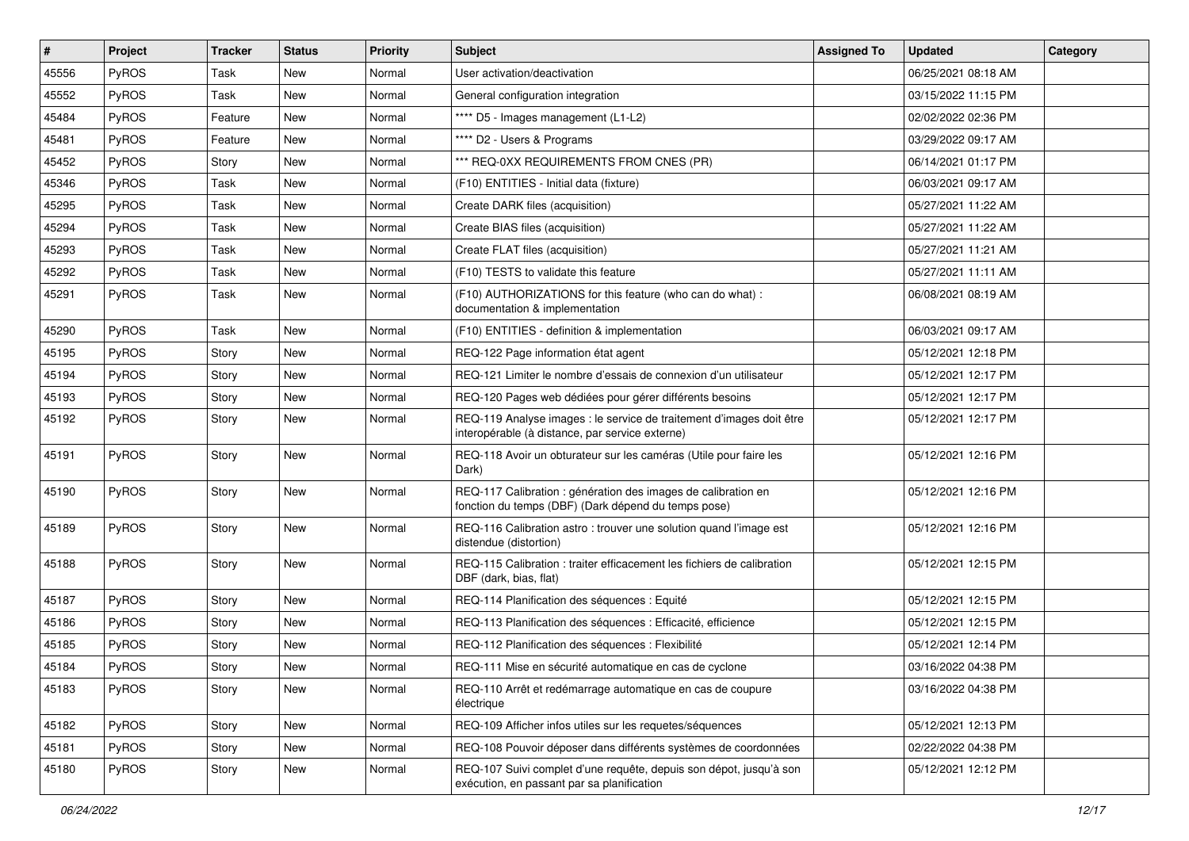| # | Project | Tracker | Status | Priority | Subject | Assigned To | Updated | Category |
|---|---|---|---|---|---|---|---|---|
| 45556 | PyROS | Task | New | Normal | User activation/deactivation | | 06/25/2021 08:18 AM | |
| 45552 | PyROS | Task | New | Normal | General configuration integration | | 03/15/2022 11:15 PM | |
| 45484 | PyROS | Feature | New | Normal | **** D5 - Images management (L1-L2) | | 02/02/2022 02:36 PM | |
| 45481 | PyROS | Feature | New | Normal | **** D2 - Users & Programs | | 03/29/2022 09:17 AM | |
| 45452 | PyROS | Story | New | Normal | *** REQ-0XX REQUIREMENTS FROM CNES (PR) | | 06/14/2021 01:17 PM | |
| 45346 | PyROS | Task | New | Normal | (F10) ENTITIES - Initial data (fixture) | | 06/03/2021 09:17 AM | |
| 45295 | PyROS | Task | New | Normal | Create DARK files (acquisition) | | 05/27/2021 11:22 AM | |
| 45294 | PyROS | Task | New | Normal | Create BIAS files (acquisition) | | 05/27/2021 11:22 AM | |
| 45293 | PyROS | Task | New | Normal | Create FLAT files (acquisition) | | 05/27/2021 11:21 AM | |
| 45292 | PyROS | Task | New | Normal | (F10) TESTS to validate this feature | | 05/27/2021 11:11 AM | |
| 45291 | PyROS | Task | New | Normal | (F10) AUTHORIZATIONS for this feature (who can do what) : documentation & implementation | | 06/08/2021 08:19 AM | |
| 45290 | PyROS | Task | New | Normal | (F10) ENTITIES - definition & implementation | | 06/03/2021 09:17 AM | |
| 45195 | PyROS | Story | New | Normal | REQ-122 Page information état agent | | 05/12/2021 12:18 PM | |
| 45194 | PyROS | Story | New | Normal | REQ-121 Limiter le nombre d'essais de connexion d'un utilisateur | | 05/12/2021 12:17 PM | |
| 45193 | PyROS | Story | New | Normal | REQ-120 Pages web dédiées pour gérer différents besoins | | 05/12/2021 12:17 PM | |
| 45192 | PyROS | Story | New | Normal | REQ-119 Analyse images : le service de traitement d'images doit être interopérable (à distance, par service externe) | | 05/12/2021 12:17 PM | |
| 45191 | PyROS | Story | New | Normal | REQ-118 Avoir un obturateur sur les caméras (Utile pour faire les Dark) | | 05/12/2021 12:16 PM | |
| 45190 | PyROS | Story | New | Normal | REQ-117 Calibration : génération des images de calibration en fonction du temps (DBF) (Dark dépend du temps pose) | | 05/12/2021 12:16 PM | |
| 45189 | PyROS | Story | New | Normal | REQ-116 Calibration astro : trouver une solution quand l'image est distendue (distortion) | | 05/12/2021 12:16 PM | |
| 45188 | PyROS | Story | New | Normal | REQ-115 Calibration : traiter efficacement les fichiers de calibration DBF (dark, bias, flat) | | 05/12/2021 12:15 PM | |
| 45187 | PyROS | Story | New | Normal | REQ-114 Planification des séquences : Equité | | 05/12/2021 12:15 PM | |
| 45186 | PyROS | Story | New | Normal | REQ-113 Planification des séquences : Efficacité, efficience | | 05/12/2021 12:15 PM | |
| 45185 | PyROS | Story | New | Normal | REQ-112 Planification des séquences : Flexibilité | | 05/12/2021 12:14 PM | |
| 45184 | PyROS | Story | New | Normal | REQ-111 Mise en sécurité automatique en cas de cyclone | | 03/16/2022 04:38 PM | |
| 45183 | PyROS | Story | New | Normal | REQ-110 Arrêt et redémarrage automatique en cas de coupure électrique | | 03/16/2022 04:38 PM | |
| 45182 | PyROS | Story | New | Normal | REQ-109 Afficher infos utiles sur les requetes/séquences | | 05/12/2021 12:13 PM | |
| 45181 | PyROS | Story | New | Normal | REQ-108 Pouvoir déposer dans différents systèmes de coordonnées | | 02/22/2022 04:38 PM | |
| 45180 | PyROS | Story | New | Normal | REQ-107 Suivi complet d'une requête, depuis son dépot, jusqu'à son exécution, en passant par sa planification | | 05/12/2021 12:12 PM | |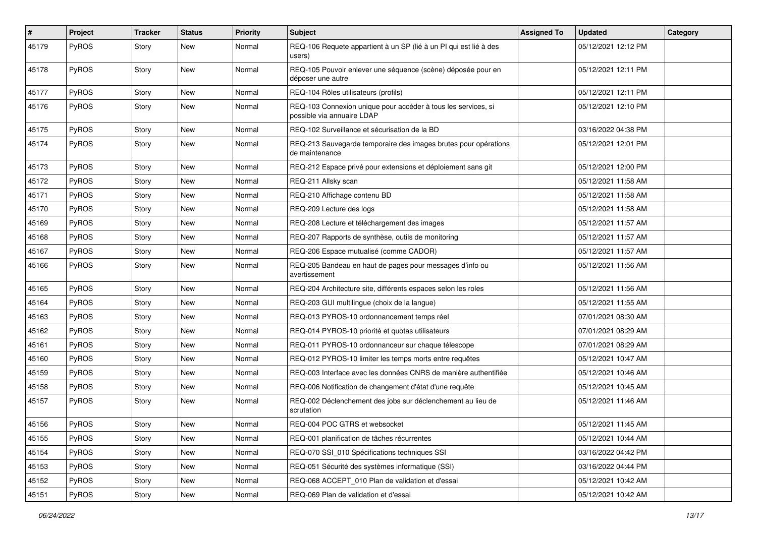| # | Project | Tracker | Status | Priority | Subject | Assigned To | Updated | Category |
|---|---|---|---|---|---|---|---|---|
| 45179 | PyROS | Story | New | Normal | REQ-106 Requete appartient à un SP (lié à un PI qui est lié à des users) | | 05/12/2021 12:12 PM | |
| 45178 | PyROS | Story | New | Normal | REQ-105 Pouvoir enlever une séquence (scène) déposée pour en déposer une autre | | 05/12/2021 12:11 PM | |
| 45177 | PyROS | Story | New | Normal | REQ-104 Rôles utilisateurs (profils) | | 05/12/2021 12:11 PM | |
| 45176 | PyROS | Story | New | Normal | REQ-103 Connexion unique pour accéder à tous les services, si possible via annuaire LDAP | | 05/12/2021 12:10 PM | |
| 45175 | PyROS | Story | New | Normal | REQ-102 Surveillance et sécurisation de la BD | | 03/16/2022 04:38 PM | |
| 45174 | PyROS | Story | New | Normal | REQ-213 Sauvegarde temporaire des images brutes pour opérations de maintenance | | 05/12/2021 12:01 PM | |
| 45173 | PyROS | Story | New | Normal | REQ-212 Espace privé pour extensions et déploiement sans git | | 05/12/2021 12:00 PM | |
| 45172 | PyROS | Story | New | Normal | REQ-211 Allsky scan | | 05/12/2021 11:58 AM | |
| 45171 | PyROS | Story | New | Normal | REQ-210 Affichage contenu BD | | 05/12/2021 11:58 AM | |
| 45170 | PyROS | Story | New | Normal | REQ-209 Lecture des logs | | 05/12/2021 11:58 AM | |
| 45169 | PyROS | Story | New | Normal | REQ-208 Lecture et téléchargement des images | | 05/12/2021 11:57 AM | |
| 45168 | PyROS | Story | New | Normal | REQ-207 Rapports de synthèse, outils de monitoring | | 05/12/2021 11:57 AM | |
| 45167 | PyROS | Story | New | Normal | REQ-206 Espace mutualisé (comme CADOR) | | 05/12/2021 11:57 AM | |
| 45166 | PyROS | Story | New | Normal | REQ-205 Bandeau en haut de pages pour messages d'info ou avertissement | | 05/12/2021 11:56 AM | |
| 45165 | PyROS | Story | New | Normal | REQ-204 Architecture site, différents espaces selon les roles | | 05/12/2021 11:56 AM | |
| 45164 | PyROS | Story | New | Normal | REQ-203 GUI multilingue (choix de la langue) | | 05/12/2021 11:55 AM | |
| 45163 | PyROS | Story | New | Normal | REQ-013 PYROS-10 ordonnancement temps réel | | 07/01/2021 08:30 AM | |
| 45162 | PyROS | Story | New | Normal | REQ-014 PYROS-10 priorité et quotas utilisateurs | | 07/01/2021 08:29 AM | |
| 45161 | PyROS | Story | New | Normal | REQ-011 PYROS-10 ordonnanceur sur chaque télescope | | 07/01/2021 08:29 AM | |
| 45160 | PyROS | Story | New | Normal | REQ-012 PYROS-10 limiter les temps morts entre requêtes | | 05/12/2021 10:47 AM | |
| 45159 | PyROS | Story | New | Normal | REQ-003 Interface avec les données CNRS de manière authentifiée | | 05/12/2021 10:46 AM | |
| 45158 | PyROS | Story | New | Normal | REQ-006 Notification de changement d'état d'une requête | | 05/12/2021 10:45 AM | |
| 45157 | PyROS | Story | New | Normal | REQ-002 Déclenchement des jobs sur déclenchement au lieu de scrutation | | 05/12/2021 11:46 AM | |
| 45156 | PyROS | Story | New | Normal | REQ-004 POC GTRS et websocket | | 05/12/2021 11:45 AM | |
| 45155 | PyROS | Story | New | Normal | REQ-001 planification de tâches récurrentes | | 05/12/2021 10:44 AM | |
| 45154 | PyROS | Story | New | Normal | REQ-070 SSI_010 Spécifications techniques SSI | | 03/16/2022 04:42 PM | |
| 45153 | PyROS | Story | New | Normal | REQ-051 Sécurité des systèmes informatique (SSI) | | 03/16/2022 04:44 PM | |
| 45152 | PyROS | Story | New | Normal | REQ-068 ACCEPT_010 Plan de validation et d'essai | | 05/12/2021 10:42 AM | |
| 45151 | PyROS | Story | New | Normal | REQ-069 Plan de validation et d'essai | | 05/12/2021 10:42 AM | |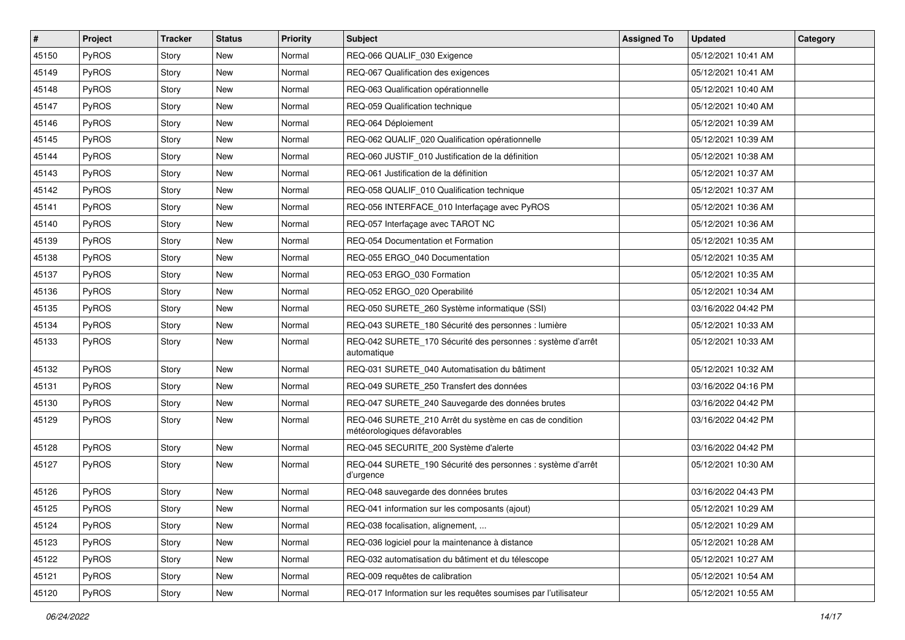| # | Project | Tracker | Status | Priority | Subject | Assigned To | Updated | Category |
|---|---|---|---|---|---|---|---|---|
| 45150 | PyROS | Story | New | Normal | REQ-066 QUALIF_030 Exigence | | 05/12/2021 10:41 AM | |
| 45149 | PyROS | Story | New | Normal | REQ-067 Qualification des exigences | | 05/12/2021 10:41 AM | |
| 45148 | PyROS | Story | New | Normal | REQ-063 Qualification opérationnelle | | 05/12/2021 10:40 AM | |
| 45147 | PyROS | Story | New | Normal | REQ-059 Qualification technique | | 05/12/2021 10:40 AM | |
| 45146 | PyROS | Story | New | Normal | REQ-064 Déploiement | | 05/12/2021 10:39 AM | |
| 45145 | PyROS | Story | New | Normal | REQ-062 QUALIF_020 Qualification opérationnelle | | 05/12/2021 10:39 AM | |
| 45144 | PyROS | Story | New | Normal | REQ-060 JUSTIF_010 Justification de la définition | | 05/12/2021 10:38 AM | |
| 45143 | PyROS | Story | New | Normal | REQ-061 Justification de la définition | | 05/12/2021 10:37 AM | |
| 45142 | PyROS | Story | New | Normal | REQ-058 QUALIF_010 Qualification technique | | 05/12/2021 10:37 AM | |
| 45141 | PyROS | Story | New | Normal | REQ-056 INTERFACE_010 Interfaçage avec PyROS | | 05/12/2021 10:36 AM | |
| 45140 | PyROS | Story | New | Normal | REQ-057 Interfaçage avec TAROT NC | | 05/12/2021 10:36 AM | |
| 45139 | PyROS | Story | New | Normal | REQ-054 Documentation et Formation | | 05/12/2021 10:35 AM | |
| 45138 | PyROS | Story | New | Normal | REQ-055 ERGO_040 Documentation | | 05/12/2021 10:35 AM | |
| 45137 | PyROS | Story | New | Normal | REQ-053 ERGO_030 Formation | | 05/12/2021 10:35 AM | |
| 45136 | PyROS | Story | New | Normal | REQ-052 ERGO_020 Operabilité | | 05/12/2021 10:34 AM | |
| 45135 | PyROS | Story | New | Normal | REQ-050 SURETE_260 Système informatique (SSI) | | 03/16/2022 04:42 PM | |
| 45134 | PyROS | Story | New | Normal | REQ-043 SURETE_180 Sécurité des personnes : lumière | | 05/12/2021 10:33 AM | |
| 45133 | PyROS | Story | New | Normal | REQ-042 SURETE_170 Sécurité des personnes : système d'arrêt automatique | | 05/12/2021 10:33 AM | |
| 45132 | PyROS | Story | New | Normal | REQ-031 SURETE_040 Automatisation du bâtiment | | 05/12/2021 10:32 AM | |
| 45131 | PyROS | Story | New | Normal | REQ-049 SURETE_250 Transfert des données | | 03/16/2022 04:16 PM | |
| 45130 | PyROS | Story | New | Normal | REQ-047 SURETE_240 Sauvegarde des données brutes | | 03/16/2022 04:42 PM | |
| 45129 | PyROS | Story | New | Normal | REQ-046 SURETE_210 Arrêt du système en cas de condition météorologiques défavorables | | 03/16/2022 04:42 PM | |
| 45128 | PyROS | Story | New | Normal | REQ-045 SECURITE_200 Système d'alerte | | 03/16/2022 04:42 PM | |
| 45127 | PyROS | Story | New | Normal | REQ-044 SURETE_190 Sécurité des personnes : système d'arrêt d'urgence | | 05/12/2021 10:30 AM | |
| 45126 | PyROS | Story | New | Normal | REQ-048 sauvegarde des données brutes | | 03/16/2022 04:43 PM | |
| 45125 | PyROS | Story | New | Normal | REQ-041 information sur les composants (ajout) | | 05/12/2021 10:29 AM | |
| 45124 | PyROS | Story | New | Normal | REQ-038 focalisation, alignement, ... | | 05/12/2021 10:29 AM | |
| 45123 | PyROS | Story | New | Normal | REQ-036 logiciel pour la maintenance à distance | | 05/12/2021 10:28 AM | |
| 45122 | PyROS | Story | New | Normal | REQ-032 automatisation du bâtiment et du télescope | | 05/12/2021 10:27 AM | |
| 45121 | PyROS | Story | New | Normal | REQ-009 requêtes de calibration | | 05/12/2021 10:54 AM | |
| 45120 | PyROS | Story | New | Normal | REQ-017 Information sur les requêtes soumises par l'utilisateur | | 05/12/2021 10:55 AM | |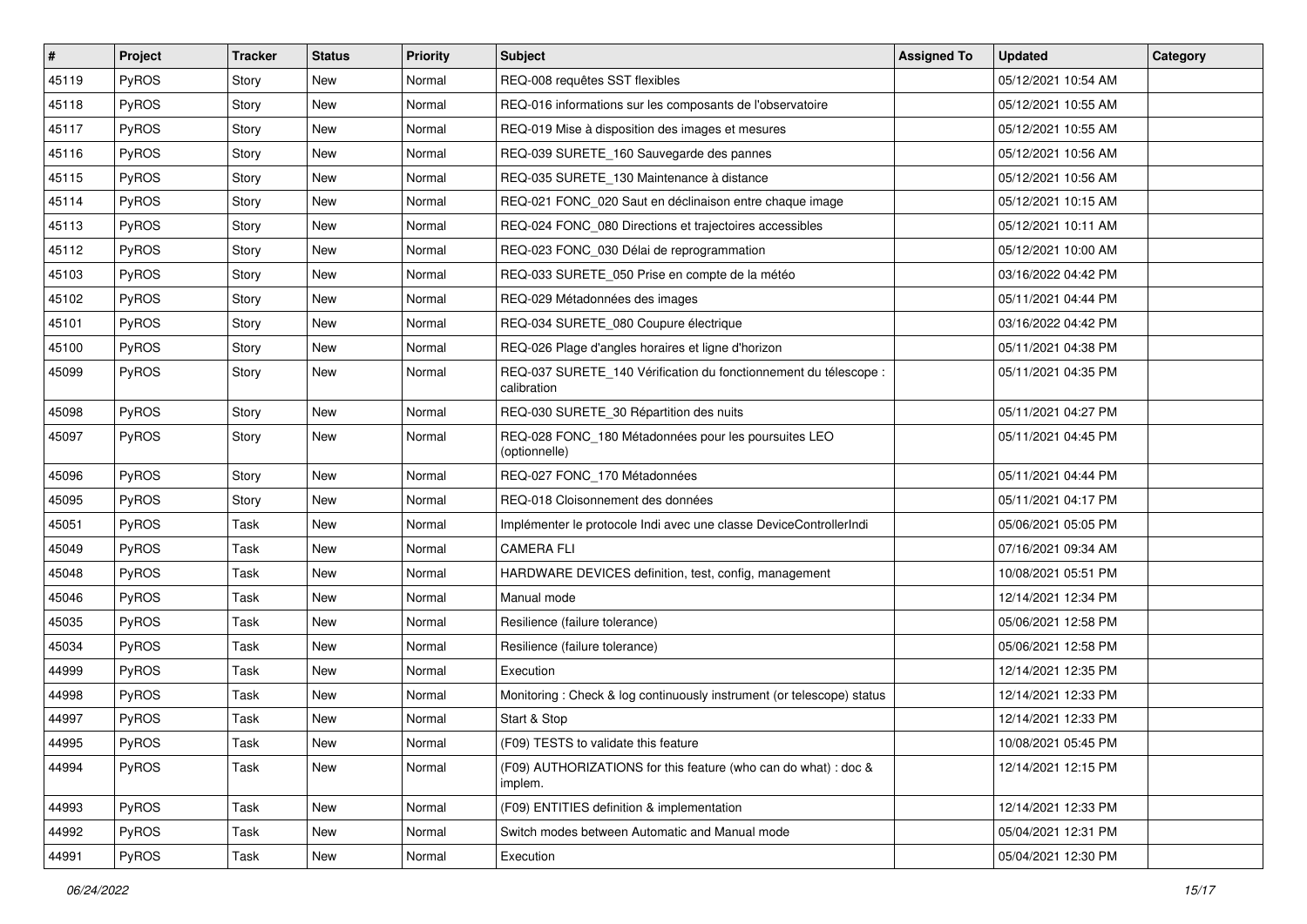| # | Project | Tracker | Status | Priority | Subject | Assigned To | Updated | Category |
|---|---|---|---|---|---|---|---|---|
| 45119 | PyROS | Story | New | Normal | REQ-008 requêtes SST flexibles | | 05/12/2021 10:54 AM | |
| 45118 | PyROS | Story | New | Normal | REQ-016 informations sur les composants de l'observatoire | | 05/12/2021 10:55 AM | |
| 45117 | PyROS | Story | New | Normal | REQ-019 Mise à disposition des images et mesures | | 05/12/2021 10:55 AM | |
| 45116 | PyROS | Story | New | Normal | REQ-039 SURETE_160 Sauvegarde des pannes | | 05/12/2021 10:56 AM | |
| 45115 | PyROS | Story | New | Normal | REQ-035 SURETE_130 Maintenance à distance | | 05/12/2021 10:56 AM | |
| 45114 | PyROS | Story | New | Normal | REQ-021 FONC_020 Saut en déclinaison entre chaque image | | 05/12/2021 10:15 AM | |
| 45113 | PyROS | Story | New | Normal | REQ-024 FONC_080 Directions et trajectoires accessibles | | 05/12/2021 10:11 AM | |
| 45112 | PyROS | Story | New | Normal | REQ-023 FONC_030 Délai de reprogrammation | | 05/12/2021 10:00 AM | |
| 45103 | PyROS | Story | New | Normal | REQ-033 SURETE_050 Prise en compte de la météo | | 03/16/2022 04:42 PM | |
| 45102 | PyROS | Story | New | Normal | REQ-029 Métadonnées des images | | 05/11/2021 04:44 PM | |
| 45101 | PyROS | Story | New | Normal | REQ-034 SURETE_080 Coupure électrique | | 03/16/2022 04:42 PM | |
| 45100 | PyROS | Story | New | Normal | REQ-026 Plage d'angles horaires et ligne d'horizon | | 05/11/2021 04:38 PM | |
| 45099 | PyROS | Story | New | Normal | REQ-037 SURETE_140 Vérification du fonctionnement du télescope : calibration | | 05/11/2021 04:35 PM | |
| 45098 | PyROS | Story | New | Normal | REQ-030 SURETE_30 Répartition des nuits | | 05/11/2021 04:27 PM | |
| 45097 | PyROS | Story | New | Normal | REQ-028 FONC_180 Métadonnées pour les poursuites LEO (optionnelle) | | 05/11/2021 04:45 PM | |
| 45096 | PyROS | Story | New | Normal | REQ-027 FONC_170 Métadonnées | | 05/11/2021 04:44 PM | |
| 45095 | PyROS | Story | New | Normal | REQ-018 Cloisonnement des données | | 05/11/2021 04:17 PM | |
| 45051 | PyROS | Task | New | Normal | Implémenter le protocole Indi avec une classe DeviceControllerIndi | | 05/06/2021 05:05 PM | |
| 45049 | PyROS | Task | New | Normal | CAMERA FLI | | 07/16/2021 09:34 AM | |
| 45048 | PyROS | Task | New | Normal | HARDWARE DEVICES definition, test, config, management | | 10/08/2021 05:51 PM | |
| 45046 | PyROS | Task | New | Normal | Manual mode | | 12/14/2021 12:34 PM | |
| 45035 | PyROS | Task | New | Normal | Resilience (failure tolerance) | | 05/06/2021 12:58 PM | |
| 45034 | PyROS | Task | New | Normal | Resilience (failure tolerance) | | 05/06/2021 12:58 PM | |
| 44999 | PyROS | Task | New | Normal | Execution | | 12/14/2021 12:35 PM | |
| 44998 | PyROS | Task | New | Normal | Monitoring : Check & log continuously instrument (or telescope) status | | 12/14/2021 12:33 PM | |
| 44997 | PyROS | Task | New | Normal | Start & Stop | | 12/14/2021 12:33 PM | |
| 44995 | PyROS | Task | New | Normal | (F09) TESTS to validate this feature | | 10/08/2021 05:45 PM | |
| 44994 | PyROS | Task | New | Normal | (F09) AUTHORIZATIONS for this feature (who can do what) : doc & implem. | | 12/14/2021 12:15 PM | |
| 44993 | PyROS | Task | New | Normal | (F09) ENTITIES definition & implementation | | 12/14/2021 12:33 PM | |
| 44992 | PyROS | Task | New | Normal | Switch modes between Automatic and Manual mode | | 05/04/2021 12:31 PM | |
| 44991 | PyROS | Task | New | Normal | Execution | | 05/04/2021 12:30 PM | |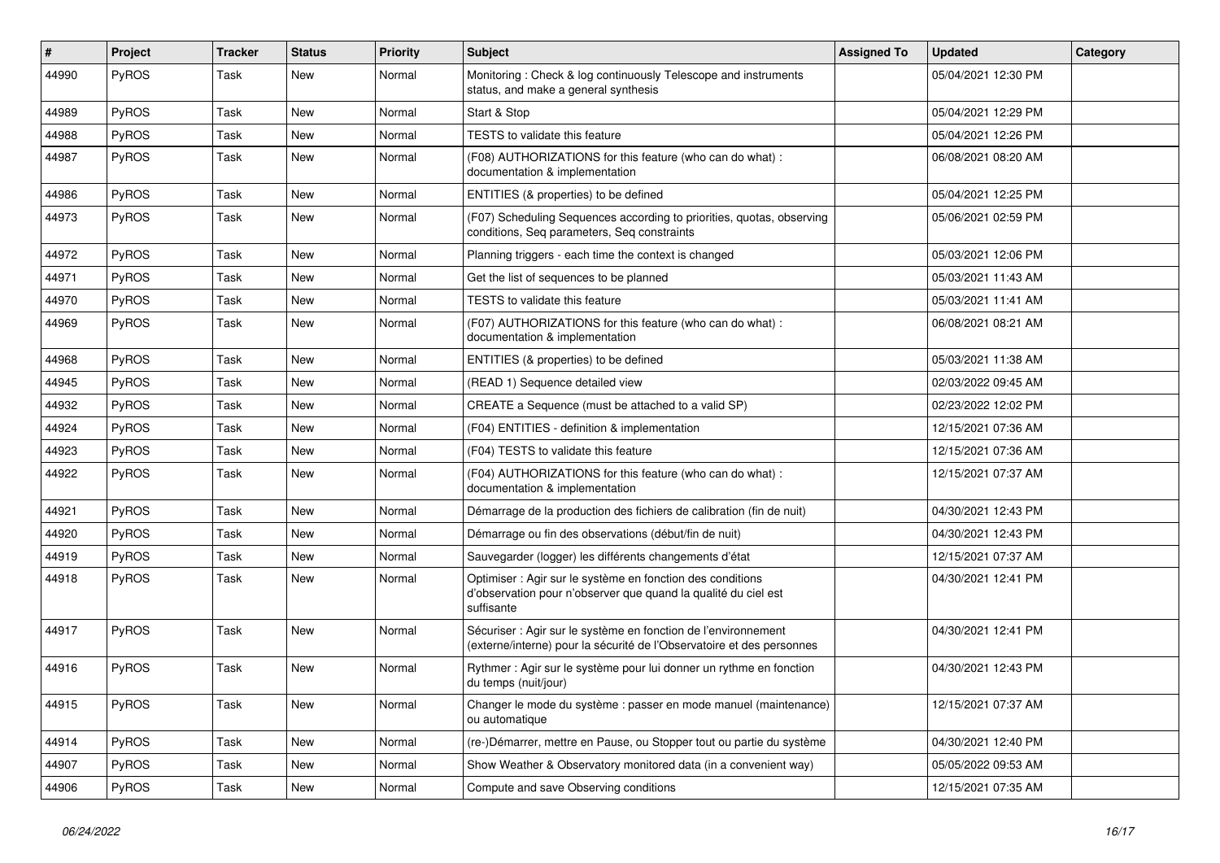| # | Project | Tracker | Status | Priority | Subject | Assigned To | Updated | Category |
|---|---|---|---|---|---|---|---|---|
| 44990 | PyROS | Task | New | Normal | Monitoring : Check & log continuously Telescope and instruments status, and make a general synthesis | | 05/04/2021 12:30 PM | |
| 44989 | PyROS | Task | New | Normal | Start & Stop | | 05/04/2021 12:29 PM | |
| 44988 | PyROS | Task | New | Normal | TESTS to validate this feature | | 05/04/2021 12:26 PM | |
| 44987 | PyROS | Task | New | Normal | (F08) AUTHORIZATIONS for this feature (who can do what) : documentation & implementation | | 06/08/2021 08:20 AM | |
| 44986 | PyROS | Task | New | Normal | ENTITIES (& properties) to be defined | | 05/04/2021 12:25 PM | |
| 44973 | PyROS | Task | New | Normal | (F07) Scheduling Sequences according to priorities, quotas, observing conditions, Seq parameters, Seq constraints | | 05/06/2021 02:59 PM | |
| 44972 | PyROS | Task | New | Normal | Planning triggers - each time the context is changed | | 05/03/2021 12:06 PM | |
| 44971 | PyROS | Task | New | Normal | Get the list of sequences to be planned | | 05/03/2021 11:43 AM | |
| 44970 | PyROS | Task | New | Normal | TESTS to validate this feature | | 05/03/2021 11:41 AM | |
| 44969 | PyROS | Task | New | Normal | (F07) AUTHORIZATIONS for this feature (who can do what) : documentation & implementation | | 06/08/2021 08:21 AM | |
| 44968 | PyROS | Task | New | Normal | ENTITIES (& properties) to be defined | | 05/03/2021 11:38 AM | |
| 44945 | PyROS | Task | New | Normal | (READ 1) Sequence detailed view | | 02/03/2022 09:45 AM | |
| 44932 | PyROS | Task | New | Normal | CREATE a Sequence (must be attached to a valid SP) | | 02/23/2022 12:02 PM | |
| 44924 | PyROS | Task | New | Normal | (F04) ENTITIES - definition & implementation | | 12/15/2021 07:36 AM | |
| 44923 | PyROS | Task | New | Normal | (F04) TESTS to validate this feature | | 12/15/2021 07:36 AM | |
| 44922 | PyROS | Task | New | Normal | (F04) AUTHORIZATIONS for this feature (who can do what) : documentation & implementation | | 12/15/2021 07:37 AM | |
| 44921 | PyROS | Task | New | Normal | Démarrage de la production des fichiers de calibration (fin de nuit) | | 04/30/2021 12:43 PM | |
| 44920 | PyROS | Task | New | Normal | Démarrage ou fin des observations (début/fin de nuit) | | 04/30/2021 12:43 PM | |
| 44919 | PyROS | Task | New | Normal | Sauvegarder (logger) les différents changements d'état | | 12/15/2021 07:37 AM | |
| 44918 | PyROS | Task | New | Normal | Optimiser : Agir sur le système en fonction des conditions d'observation pour n'observer que quand la qualité du ciel est suffisante | | 04/30/2021 12:41 PM | |
| 44917 | PyROS | Task | New | Normal | Sécuriser : Agir sur le système en fonction de l'environnement (externe/interne) pour la sécurité de l'Observatoire et des personnes | | 04/30/2021 12:41 PM | |
| 44916 | PyROS | Task | New | Normal | Rythmer : Agir sur le système pour lui donner un rythme en fonction du temps (nuit/jour) | | 04/30/2021 12:43 PM | |
| 44915 | PyROS | Task | New | Normal | Changer le mode du système : passer en mode manuel (maintenance) ou automatique | | 12/15/2021 07:37 AM | |
| 44914 | PyROS | Task | New | Normal | (re-)Démarrer, mettre en Pause, ou Stopper tout ou partie du système | | 04/30/2021 12:40 PM | |
| 44907 | PyROS | Task | New | Normal | Show Weather & Observatory monitored data (in a convenient way) | | 05/05/2022 09:53 AM | |
| 44906 | PyROS | Task | New | Normal | Compute and save Observing conditions | | 12/15/2021 07:35 AM | |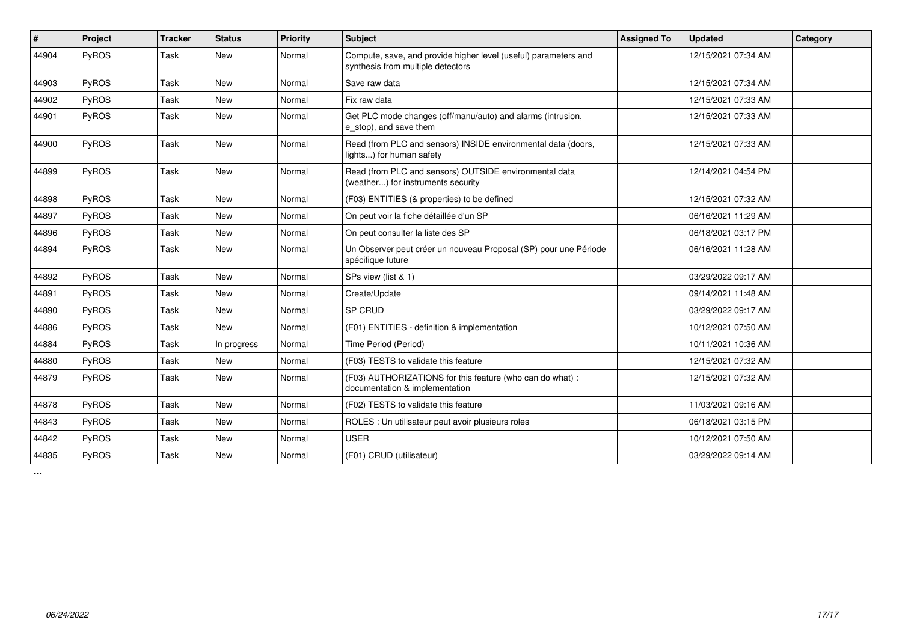| # | Project | Tracker | Status | Priority | Subject | Assigned To | Updated | Category |
|---|---|---|---|---|---|---|---|---|
| 44904 | PyROS | Task | New | Normal | Compute, save, and provide higher level (useful) parameters and synthesis from multiple detectors | | 12/15/2021 07:34 AM | |
| 44903 | PyROS | Task | New | Normal | Save raw data | | 12/15/2021 07:34 AM | |
| 44902 | PyROS | Task | New | Normal | Fix raw data | | 12/15/2021 07:33 AM | |
| 44901 | PyROS | Task | New | Normal | Get PLC mode changes (off/manu/auto) and alarms (intrusion, e_stop), and save them | | 12/15/2021 07:33 AM | |
| 44900 | PyROS | Task | New | Normal | Read (from PLC and sensors) INSIDE environmental data (doors, lights...) for human safety | | 12/15/2021 07:33 AM | |
| 44899 | PyROS | Task | New | Normal | Read (from PLC and sensors) OUTSIDE environmental data (weather...) for instruments security | | 12/14/2021 04:54 PM | |
| 44898 | PyROS | Task | New | Normal | (F03) ENTITIES (& properties) to be defined | | 12/15/2021 07:32 AM | |
| 44897 | PyROS | Task | New | Normal | On peut voir la fiche détaillée d'un SP | | 06/16/2021 11:29 AM | |
| 44896 | PyROS | Task | New | Normal | On peut consulter la liste des SP | | 06/18/2021 03:17 PM | |
| 44894 | PyROS | Task | New | Normal | Un Observer peut créer un nouveau Proposal (SP) pour une Période spécifique future | | 06/16/2021 11:28 AM | |
| 44892 | PyROS | Task | New | Normal | SPs view (list & 1) | | 03/29/2022 09:17 AM | |
| 44891 | PyROS | Task | New | Normal | Create/Update | | 09/14/2021 11:48 AM | |
| 44890 | PyROS | Task | New | Normal | SP CRUD | | 03/29/2022 09:17 AM | |
| 44886 | PyROS | Task | New | Normal | (F01) ENTITIES - definition & implementation | | 10/12/2021 07:50 AM | |
| 44884 | PyROS | Task | In progress | Normal | Time Period (Period) | | 10/11/2021 10:36 AM | |
| 44880 | PyROS | Task | New | Normal | (F03) TESTS to validate this feature | | 12/15/2021 07:32 AM | |
| 44879 | PyROS | Task | New | Normal | (F03) AUTHORIZATIONS for this feature (who can do what) : documentation & implementation | | 12/15/2021 07:32 AM | |
| 44878 | PyROS | Task | New | Normal | (F02) TESTS to validate this feature | | 11/03/2021 09:16 AM | |
| 44843 | PyROS | Task | New | Normal | ROLES : Un utilisateur peut avoir plusieurs roles | | 06/18/2021 03:15 PM | |
| 44842 | PyROS | Task | New | Normal | USER | | 10/12/2021 07:50 AM | |
| 44835 | PyROS | Task | New | Normal | (F01) CRUD (utilisateur) | | 03/29/2022 09:14 AM | |

...